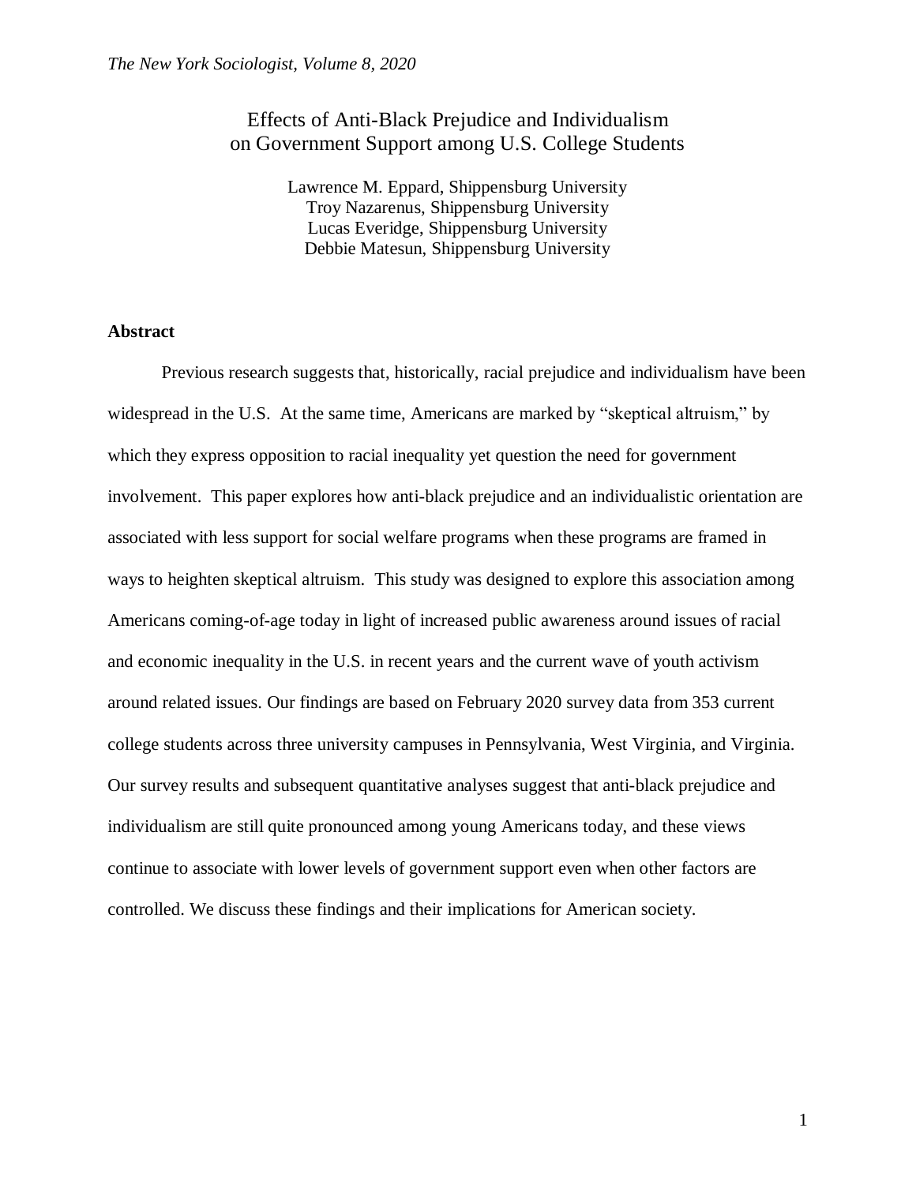# Effects of Anti-Black Prejudice and Individualism on Government Support among U.S. College Students

Lawrence M. Eppard, Shippensburg University
Troy Nazarenus, Shippensburg University
Lucas Everidge, Shippensburg University
Debbie Matesun, Shippensburg University

## Abstract

Previous research suggests that, historically, racial prejudice and individualism have been widespread in the U.S. At the same time, Americans are marked by "skeptical altruism," by which they express opposition to racial inequality yet question the need for government involvement. This paper explores how anti-black prejudice and an individualistic orientation are associated with less support for social welfare programs when these programs are framed in ways to heighten skeptical altruism. This study was designed to explore this association among Americans coming-of-age today in light of increased public awareness around issues of racial and economic inequality in the U.S. in recent years and the current wave of youth activism around related issues. Our findings are based on February 2020 survey data from 353 current college students across three university campuses in Pennsylvania, West Virginia, and Virginia. Our survey results and subsequent quantitative analyses suggest that anti-black prejudice and individualism are still quite pronounced among young Americans today, and these views continue to associate with lower levels of government support even when other factors are controlled. We discuss these findings and their implications for American society.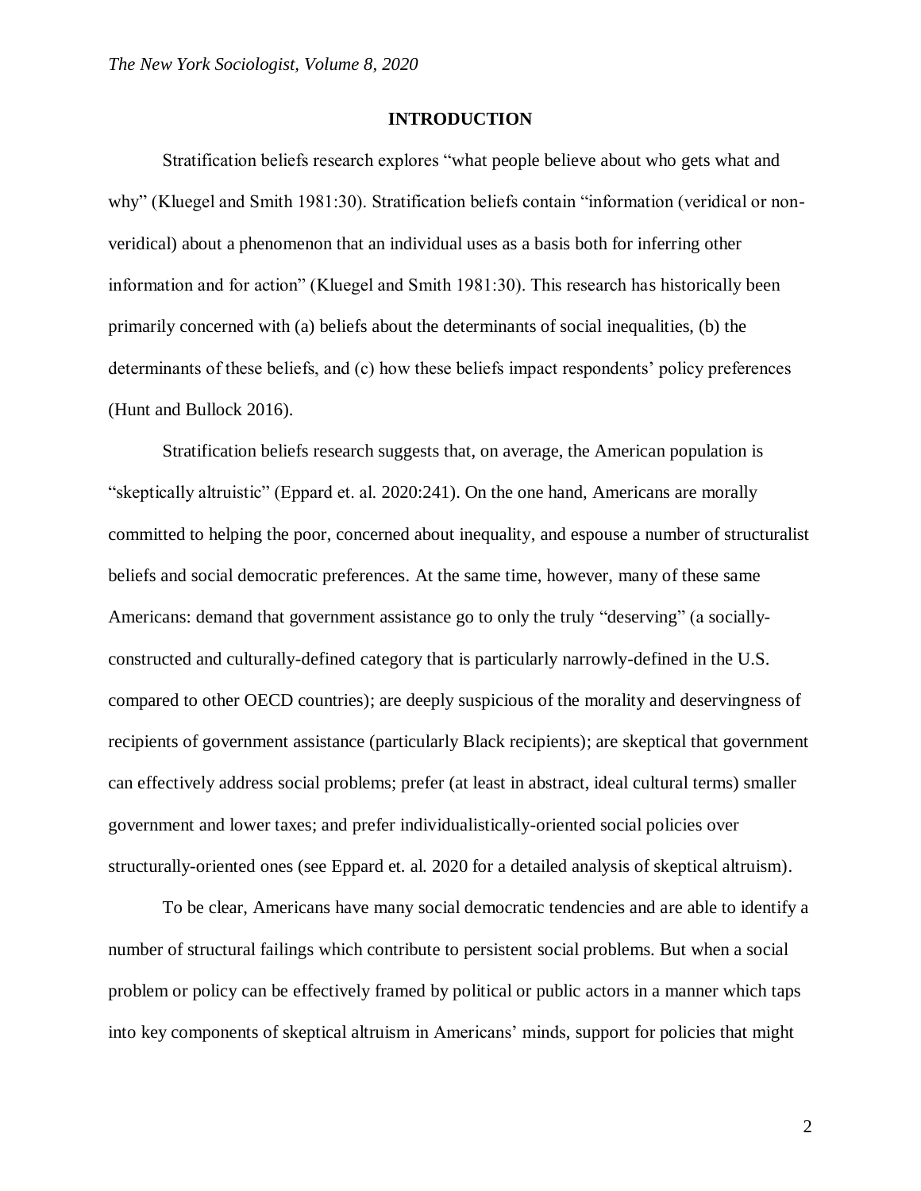## INTRODUCTION

Stratification beliefs research explores "what people believe about who gets what and why" (Kluegel and Smith 1981:30). Stratification beliefs contain "information (veridical or non-veridical) about a phenomenon that an individual uses as a basis both for inferring other information and for action" (Kluegel and Smith 1981:30). This research has historically been primarily concerned with (a) beliefs about the determinants of social inequalities, (b) the determinants of these beliefs, and (c) how these beliefs impact respondents' policy preferences (Hunt and Bullock 2016).

Stratification beliefs research suggests that, on average, the American population is "skeptically altruistic" (Eppard et. al. 2020:241). On the one hand, Americans are morally committed to helping the poor, concerned about inequality, and espouse a number of structuralist beliefs and social democratic preferences. At the same time, however, many of these same Americans: demand that government assistance go to only the truly "deserving" (a socially-constructed and culturally-defined category that is particularly narrowly-defined in the U.S. compared to other OECD countries); are deeply suspicious of the morality and deservingness of recipients of government assistance (particularly Black recipients); are skeptical that government can effectively address social problems; prefer (at least in abstract, ideal cultural terms) smaller government and lower taxes; and prefer individualistically-oriented social policies over structurally-oriented ones (see Eppard et. al. 2020 for a detailed analysis of skeptical altruism).

To be clear, Americans have many social democratic tendencies and are able to identify a number of structural failings which contribute to persistent social problems. But when a social problem or policy can be effectively framed by political or public actors in a manner which taps into key components of skeptical altruism in Americans' minds, support for policies that might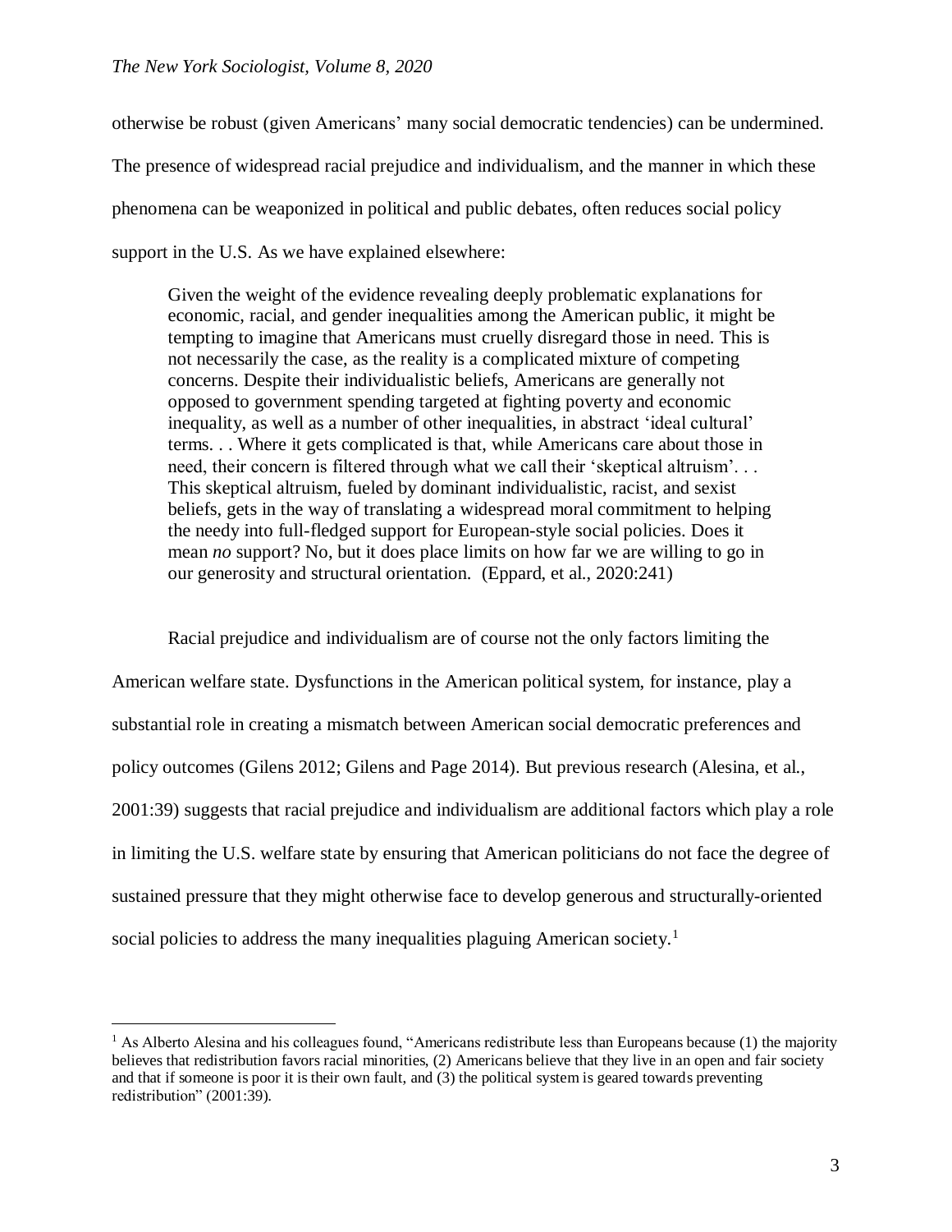otherwise be robust (given Americans' many social democratic tendencies) can be undermined. The presence of widespread racial prejudice and individualism, and the manner in which these phenomena can be weaponized in political and public debates, often reduces social policy support in the U.S. As we have explained elsewhere:

> Given the weight of the evidence revealing deeply problematic explanations for economic, racial, and gender inequalities among the American public, it might be tempting to imagine that Americans must cruelly disregard those in need. This is not necessarily the case, as the reality is a complicated mixture of competing concerns. Despite their individualistic beliefs, Americans are generally not opposed to government spending targeted at fighting poverty and economic inequality, as well as a number of other inequalities, in abstract 'ideal cultural' terms. . . Where it gets complicated is that, while Americans care about those in need, their concern is filtered through what we call their 'skeptical altruism'. . . This skeptical altruism, fueled by dominant individualistic, racist, and sexist beliefs, gets in the way of translating a widespread moral commitment to helping the needy into full-fledged support for European-style social policies. Does it mean *no* support? No, but it does place limits on how far we are willing to go in our generosity and structural orientation. (Eppard, et al., 2020:241)

Racial prejudice and individualism are of course not the only factors limiting the American welfare state. Dysfunctions in the American political system, for instance, play a substantial role in creating a mismatch between American social democratic preferences and policy outcomes (Gilens 2012; Gilens and Page 2014). But previous research (Alesina, et al., 2001:39) suggests that racial prejudice and individualism are additional factors which play a role in limiting the U.S. welfare state by ensuring that American politicians do not face the degree of sustained pressure that they might otherwise face to develop generous and structurally-oriented social policies to address the many inequalities plaguing American society.[1]

---

[1] As Alberto Alesina and his colleagues found, "Americans redistribute less than Europeans because (1) the majority believes that redistribution favors racial minorities, (2) Americans believe that they live in an open and fair society and that if someone is poor it is their own fault, and (3) the political system is geared towards preventing redistribution" (2001:39).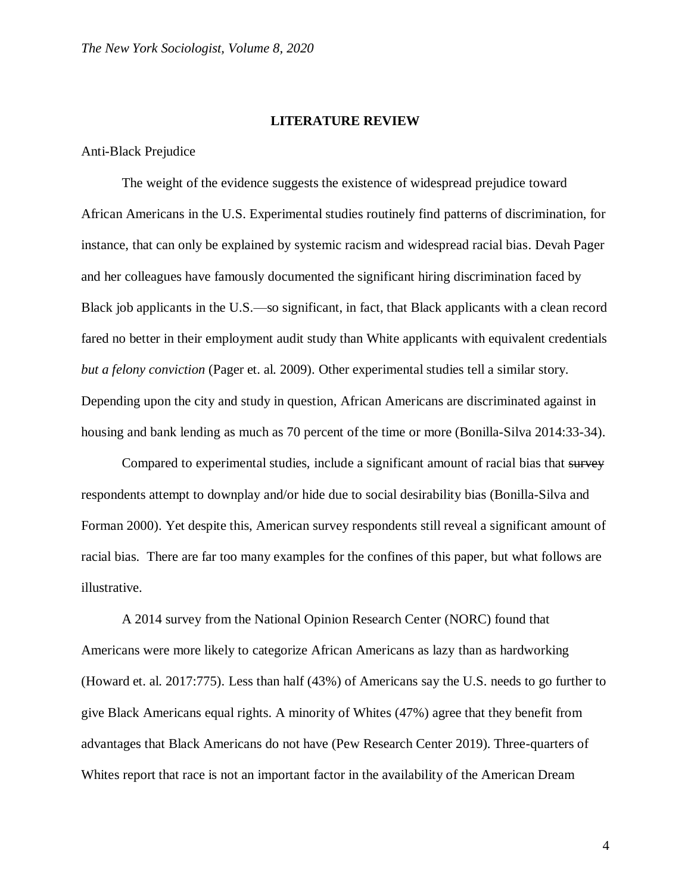## LITERATURE REVIEW

Anti-Black Prejudice

The weight of the evidence suggests the existence of widespread prejudice toward African Americans in the U.S. Experimental studies routinely find patterns of discrimination, for instance, that can only be explained by systemic racism and widespread racial bias. Devah Pager and her colleagues have famously documented the significant hiring discrimination faced by Black job applicants in the U.S.—so significant, in fact, that Black applicants with a clean record fared no better in their employment audit study than White applicants with equivalent credentials *but a felony conviction* (Pager et. al. 2009). Other experimental studies tell a similar story. Depending upon the city and study in question, African Americans are discriminated against in housing and bank lending as much as 70 percent of the time or more (Bonilla-Silva 2014:33-34).

Compared to experimental studies, include a significant amount of racial bias that ~~survey~~ respondents attempt to downplay and/or hide due to social desirability bias (Bonilla-Silva and Forman 2000). Yet despite this, American survey respondents still reveal a significant amount of racial bias. There are far too many examples for the confines of this paper, but what follows are illustrative.

A 2014 survey from the National Opinion Research Center (NORC) found that Americans were more likely to categorize African Americans as lazy than as hardworking (Howard et. al. 2017:775). Less than half (43%) of Americans say the U.S. needs to go further to give Black Americans equal rights. A minority of Whites (47%) agree that they benefit from advantages that Black Americans do not have (Pew Research Center 2019). Three-quarters of Whites report that race is not an important factor in the availability of the American Dream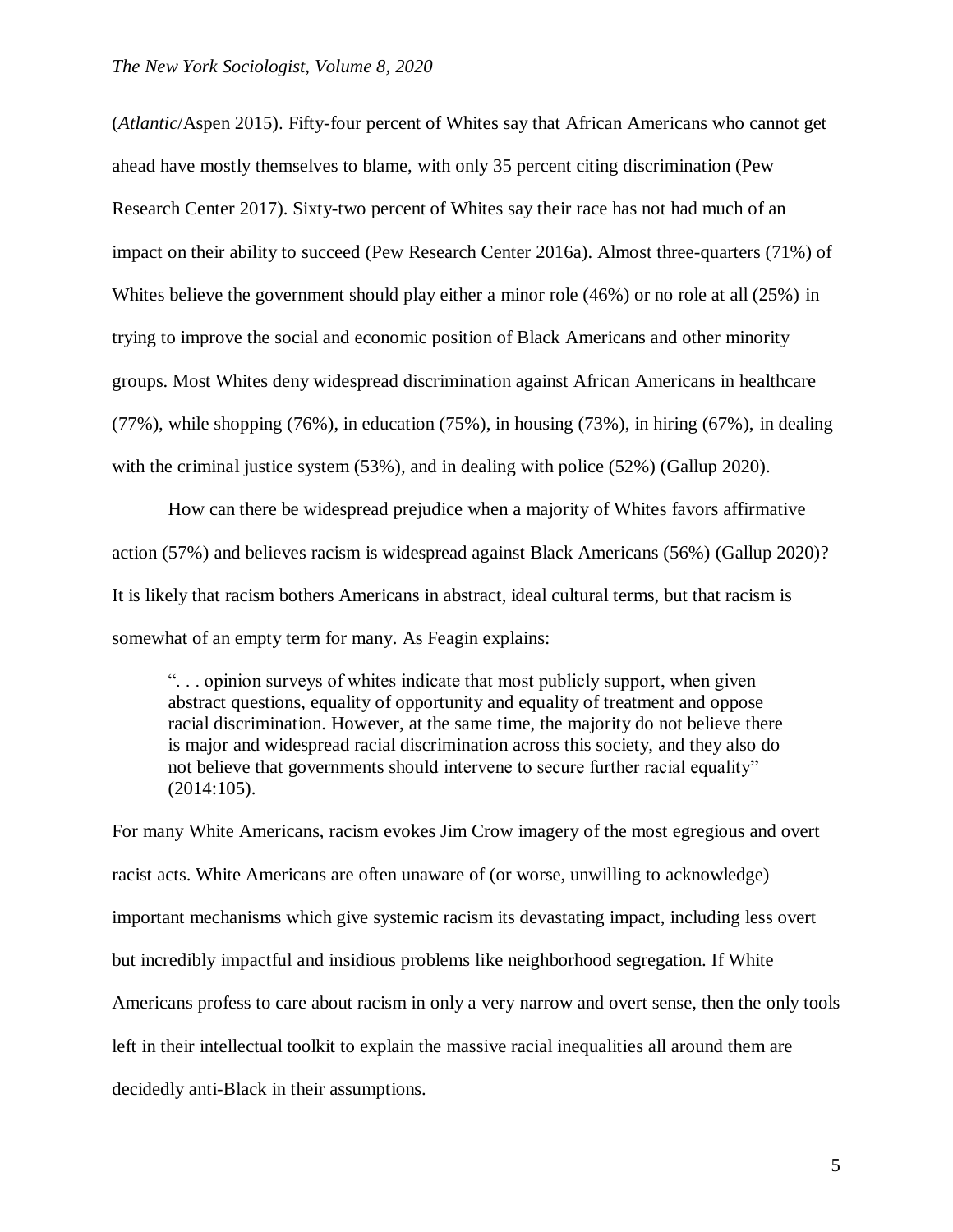(*Atlantic*/Aspen 2015). Fifty-four percent of Whites say that African Americans who cannot get ahead have mostly themselves to blame, with only 35 percent citing discrimination (Pew Research Center 2017). Sixty-two percent of Whites say their race has not had much of an impact on their ability to succeed (Pew Research Center 2016a). Almost three-quarters (71%) of Whites believe the government should play either a minor role (46%) or no role at all (25%) in trying to improve the social and economic position of Black Americans and other minority groups. Most Whites deny widespread discrimination against African Americans in healthcare (77%), while shopping (76%), in education (75%), in housing (73%), in hiring (67%), in dealing with the criminal justice system (53%), and in dealing with police (52%) (Gallup 2020).

How can there be widespread prejudice when a majority of Whites favors affirmative action (57%) and believes racism is widespread against Black Americans (56%) (Gallup 2020)? It is likely that racism bothers Americans in abstract, ideal cultural terms, but that racism is somewhat of an empty term for many. As Feagin explains:

> ". . . opinion surveys of whites indicate that most publicly support, when given abstract questions, equality of opportunity and equality of treatment and oppose racial discrimination. However, at the same time, the majority do not believe there is major and widespread racial discrimination across this society, and they also do not believe that governments should intervene to secure further racial equality" (2014:105).

For many White Americans, racism evokes Jim Crow imagery of the most egregious and overt racist acts. White Americans are often unaware of (or worse, unwilling to acknowledge) important mechanisms which give systemic racism its devastating impact, including less overt but incredibly impactful and insidious problems like neighborhood segregation. If White Americans profess to care about racism in only a very narrow and overt sense, then the only tools left in their intellectual toolkit to explain the massive racial inequalities all around them are decidedly anti-Black in their assumptions.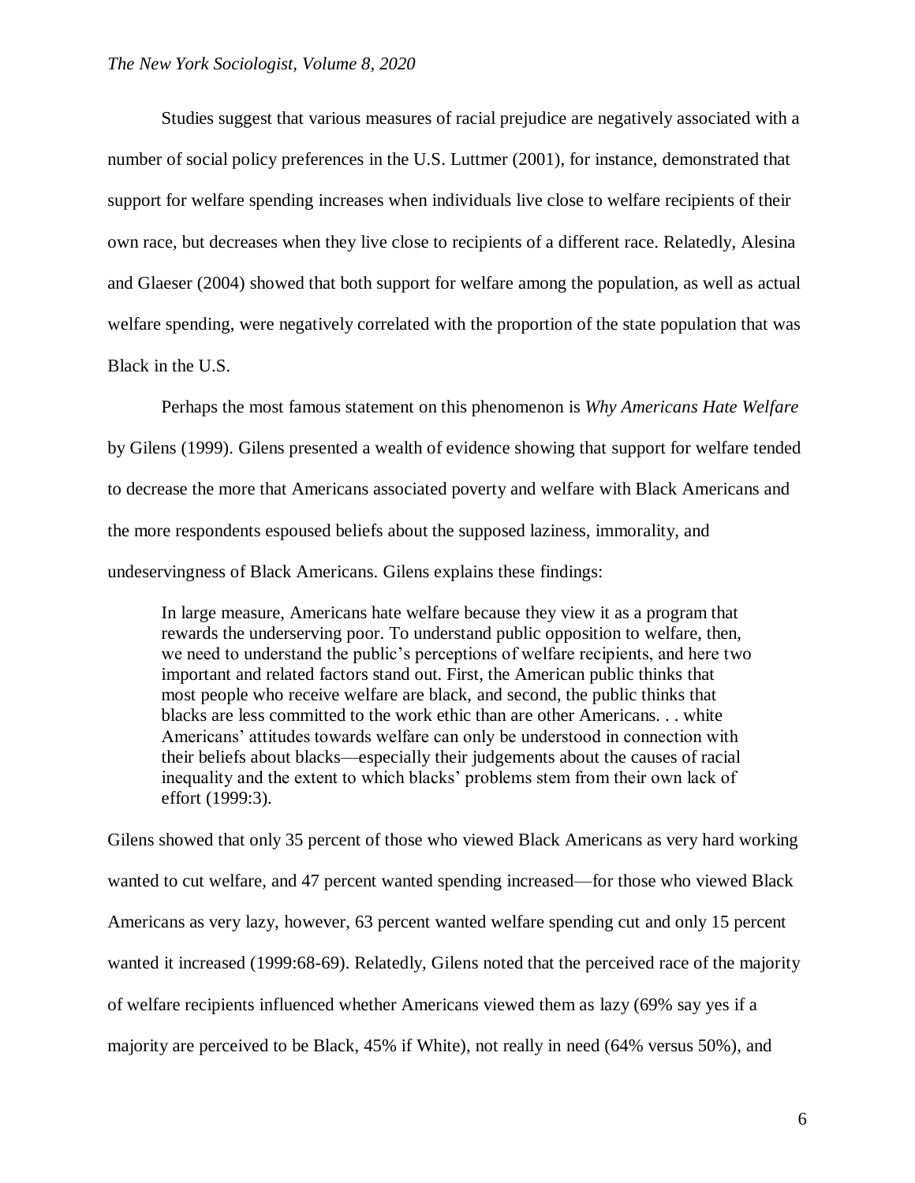Studies suggest that various measures of racial prejudice are negatively associated with a number of social policy preferences in the U.S. Luttmer (2001), for instance, demonstrated that support for welfare spending increases when individuals live close to welfare recipients of their own race, but decreases when they live close to recipients of a different race. Relatedly, Alesina and Glaeser (2004) showed that both support for welfare among the population, as well as actual welfare spending, were negatively correlated with the proportion of the state population that was Black in the U.S.

Perhaps the most famous statement on this phenomenon is *Why Americans Hate Welfare* by Gilens (1999). Gilens presented a wealth of evidence showing that support for welfare tended to decrease the more that Americans associated poverty and welfare with Black Americans and the more respondents espoused beliefs about the supposed laziness, immorality, and undeservingness of Black Americans. Gilens explains these findings:

> In large measure, Americans hate welfare because they view it as a program that rewards the underserving poor. To understand public opposition to welfare, then, we need to understand the public's perceptions of welfare recipients, and here two important and related factors stand out. First, the American public thinks that most people who receive welfare are black, and second, the public thinks that blacks are less committed to the work ethic than are other Americans. . . white Americans' attitudes towards welfare can only be understood in connection with their beliefs about blacks—especially their judgements about the causes of racial inequality and the extent to which blacks' problems stem from their own lack of effort (1999:3).

Gilens showed that only 35 percent of those who viewed Black Americans as very hard working wanted to cut welfare, and 47 percent wanted spending increased—for those who viewed Black Americans as very lazy, however, 63 percent wanted welfare spending cut and only 15 percent wanted it increased (1999:68-69). Relatedly, Gilens noted that the perceived race of the majority of welfare recipients influenced whether Americans viewed them as lazy (69% say yes if a majority are perceived to be Black, 45% if White), not really in need (64% versus 50%), and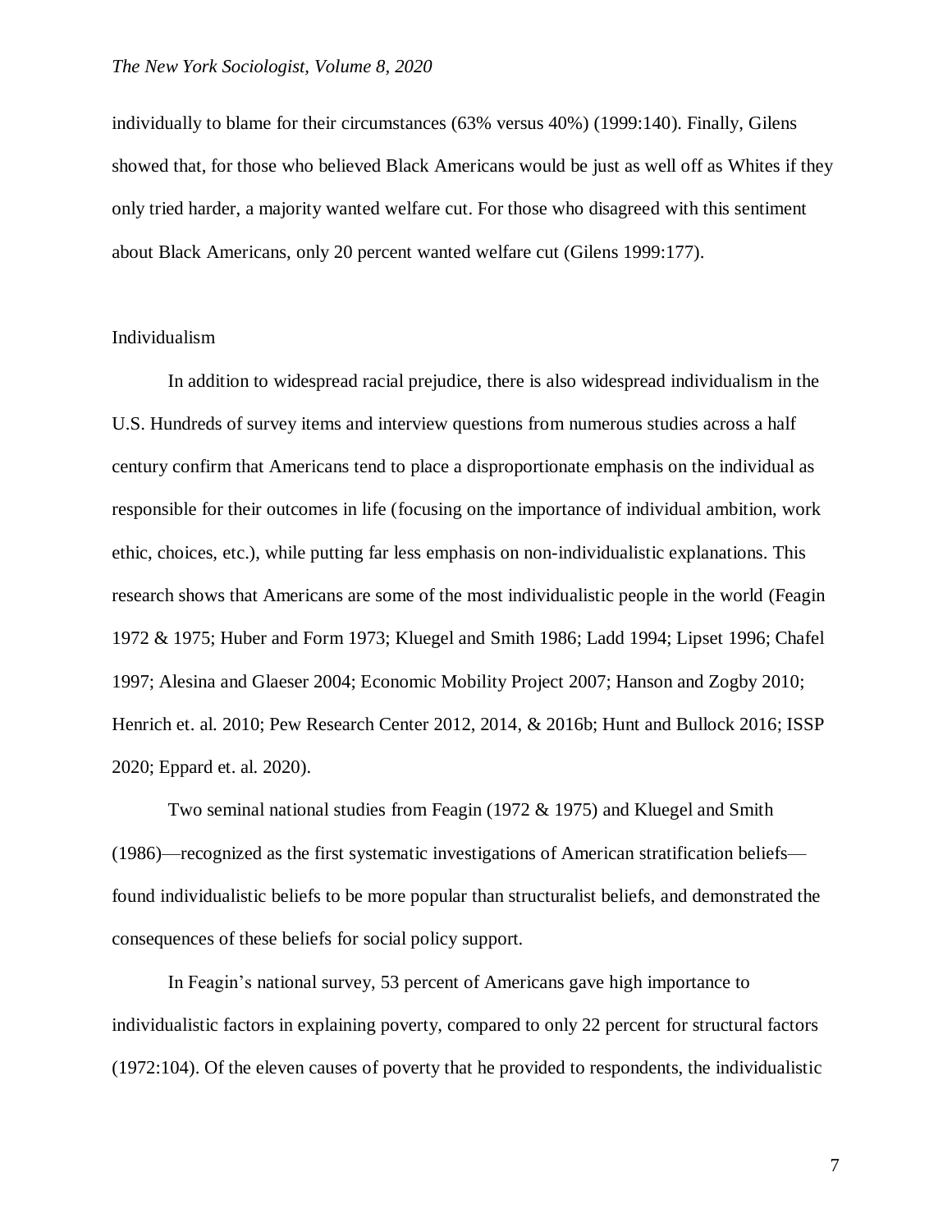individually to blame for their circumstances (63% versus 40%) (1999:140). Finally, Gilens showed that, for those who believed Black Americans would be just as well off as Whites if they only tried harder, a majority wanted welfare cut. For those who disagreed with this sentiment about Black Americans, only 20 percent wanted welfare cut (Gilens 1999:177).

## Individualism

In addition to widespread racial prejudice, there is also widespread individualism in the U.S. Hundreds of survey items and interview questions from numerous studies across a half century confirm that Americans tend to place a disproportionate emphasis on the individual as responsible for their outcomes in life (focusing on the importance of individual ambition, work ethic, choices, etc.), while putting far less emphasis on non-individualistic explanations. This research shows that Americans are some of the most individualistic people in the world (Feagin 1972 & 1975; Huber and Form 1973; Kluegel and Smith 1986; Ladd 1994; Lipset 1996; Chafel 1997; Alesina and Glaeser 2004; Economic Mobility Project 2007; Hanson and Zogby 2010; Henrich et. al. 2010; Pew Research Center 2012, 2014, & 2016b; Hunt and Bullock 2016; ISSP 2020; Eppard et. al. 2020).

Two seminal national studies from Feagin (1972 & 1975) and Kluegel and Smith (1986)—recognized as the first systematic investigations of American stratification beliefs—found individualistic beliefs to be more popular than structuralist beliefs, and demonstrated the consequences of these beliefs for social policy support.

In Feagin's national survey, 53 percent of Americans gave high importance to individualistic factors in explaining poverty, compared to only 22 percent for structural factors (1972:104). Of the eleven causes of poverty that he provided to respondents, the individualistic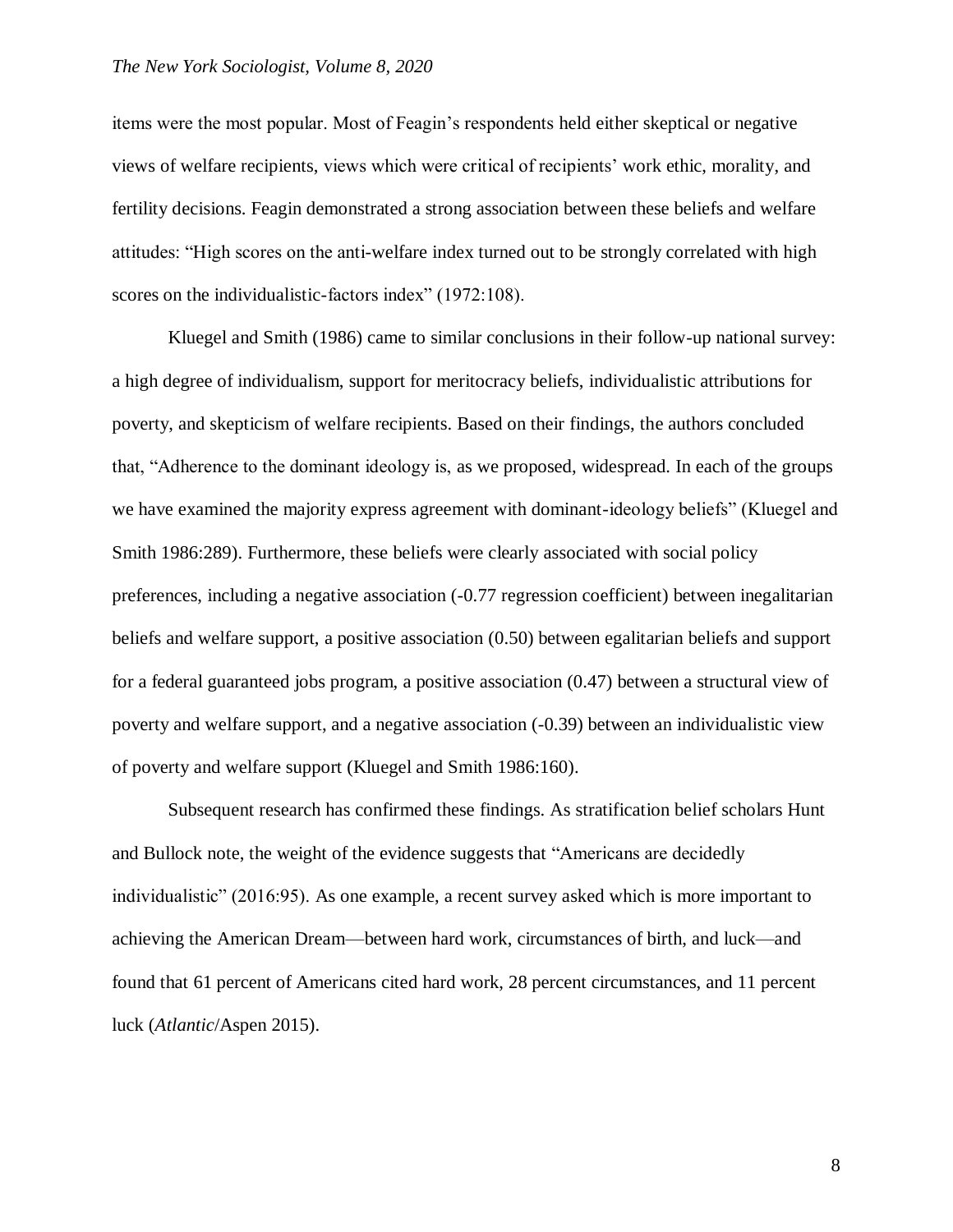items were the most popular. Most of Feagin's respondents held either skeptical or negative views of welfare recipients, views which were critical of recipients' work ethic, morality, and fertility decisions. Feagin demonstrated a strong association between these beliefs and welfare attitudes: "High scores on the anti-welfare index turned out to be strongly correlated with high scores on the individualistic-factors index" (1972:108).

Kluegel and Smith (1986) came to similar conclusions in their follow-up national survey: a high degree of individualism, support for meritocracy beliefs, individualistic attributions for poverty, and skepticism of welfare recipients. Based on their findings, the authors concluded that, "Adherence to the dominant ideology is, as we proposed, widespread. In each of the groups we have examined the majority express agreement with dominant-ideology beliefs" (Kluegel and Smith 1986:289). Furthermore, these beliefs were clearly associated with social policy preferences, including a negative association (-0.77 regression coefficient) between inegalitarian beliefs and welfare support, a positive association (0.50) between egalitarian beliefs and support for a federal guaranteed jobs program, a positive association (0.47) between a structural view of poverty and welfare support, and a negative association (-0.39) between an individualistic view of poverty and welfare support (Kluegel and Smith 1986:160).

Subsequent research has confirmed these findings. As stratification belief scholars Hunt and Bullock note, the weight of the evidence suggests that "Americans are decidedly individualistic" (2016:95). As one example, a recent survey asked which is more important to achieving the American Dream—between hard work, circumstances of birth, and luck—and found that 61 percent of Americans cited hard work, 28 percent circumstances, and 11 percent luck (*Atlantic*/Aspen 2015).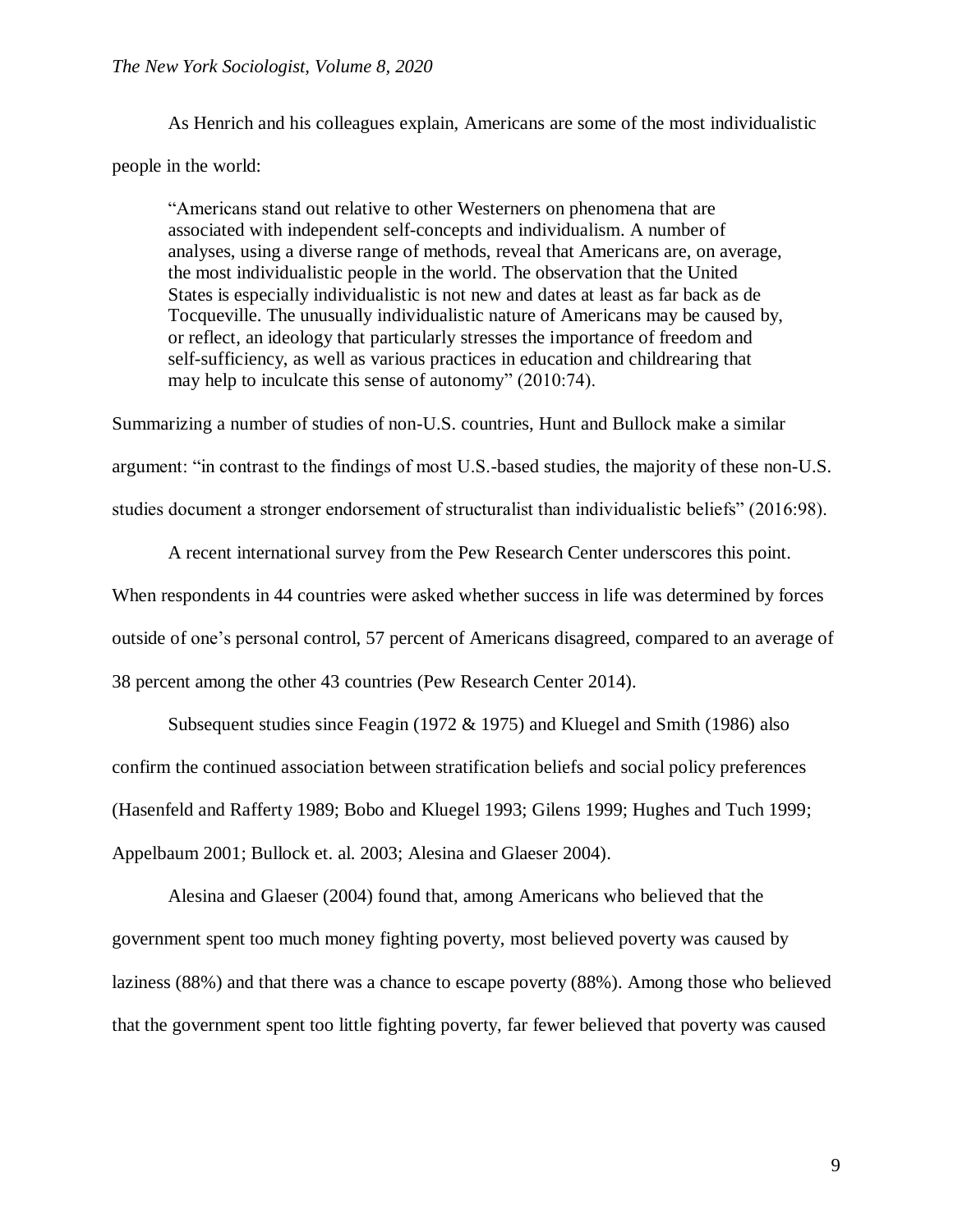As Henrich and his colleagues explain, Americans are some of the most individualistic people in the world:

> "Americans stand out relative to other Westerners on phenomena that are associated with independent self-concepts and individualism. A number of analyses, using a diverse range of methods, reveal that Americans are, on average, the most individualistic people in the world. The observation that the United States is especially individualistic is not new and dates at least as far back as de Tocqueville. The unusually individualistic nature of Americans may be caused by, or reflect, an ideology that particularly stresses the importance of freedom and self-sufficiency, as well as various practices in education and childrearing that may help to inculcate this sense of autonomy" (2010:74).

Summarizing a number of studies of non-U.S. countries, Hunt and Bullock make a similar argument: "in contrast to the findings of most U.S.-based studies, the majority of these non-U.S. studies document a stronger endorsement of structuralist than individualistic beliefs" (2016:98).

A recent international survey from the Pew Research Center underscores this point. When respondents in 44 countries were asked whether success in life was determined by forces outside of one's personal control, 57 percent of Americans disagreed, compared to an average of 38 percent among the other 43 countries (Pew Research Center 2014).

Subsequent studies since Feagin (1972 & 1975) and Kluegel and Smith (1986) also confirm the continued association between stratification beliefs and social policy preferences (Hasenfeld and Rafferty 1989; Bobo and Kluegel 1993; Gilens 1999; Hughes and Tuch 1999; Appelbaum 2001; Bullock et. al. 2003; Alesina and Glaeser 2004).

Alesina and Glaeser (2004) found that, among Americans who believed that the government spent too much money fighting poverty, most believed poverty was caused by laziness (88%) and that there was a chance to escape poverty (88%). Among those who believed that the government spent too little fighting poverty, far fewer believed that poverty was caused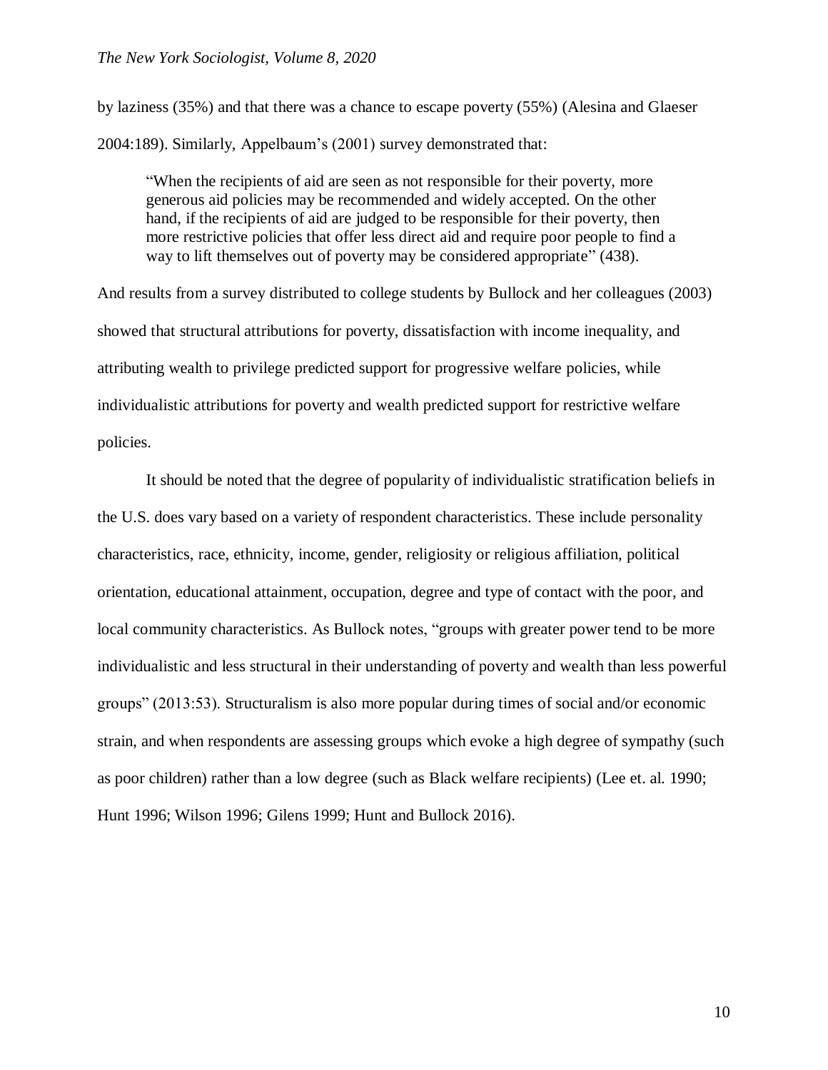by laziness (35%) and that there was a chance to escape poverty (55%) (Alesina and Glaeser 2004:189). Similarly, Appelbaum's (2001) survey demonstrated that:

> "When the recipients of aid are seen as not responsible for their poverty, more generous aid policies may be recommended and widely accepted. On the other hand, if the recipients of aid are judged to be responsible for their poverty, then more restrictive policies that offer less direct aid and require poor people to find a way to lift themselves out of poverty may be considered appropriate" (438).

And results from a survey distributed to college students by Bullock and her colleagues (2003) showed that structural attributions for poverty, dissatisfaction with income inequality, and attributing wealth to privilege predicted support for progressive welfare policies, while individualistic attributions for poverty and wealth predicted support for restrictive welfare policies.

It should be noted that the degree of popularity of individualistic stratification beliefs in the U.S. does vary based on a variety of respondent characteristics. These include personality characteristics, race, ethnicity, income, gender, religiosity or religious affiliation, political orientation, educational attainment, occupation, degree and type of contact with the poor, and local community characteristics. As Bullock notes, "groups with greater power tend to be more individualistic and less structural in their understanding of poverty and wealth than less powerful groups" (2013:53). Structuralism is also more popular during times of social and/or economic strain, and when respondents are assessing groups which evoke a high degree of sympathy (such as poor children) rather than a low degree (such as Black welfare recipients) (Lee et. al. 1990; Hunt 1996; Wilson 1996; Gilens 1999; Hunt and Bullock 2016).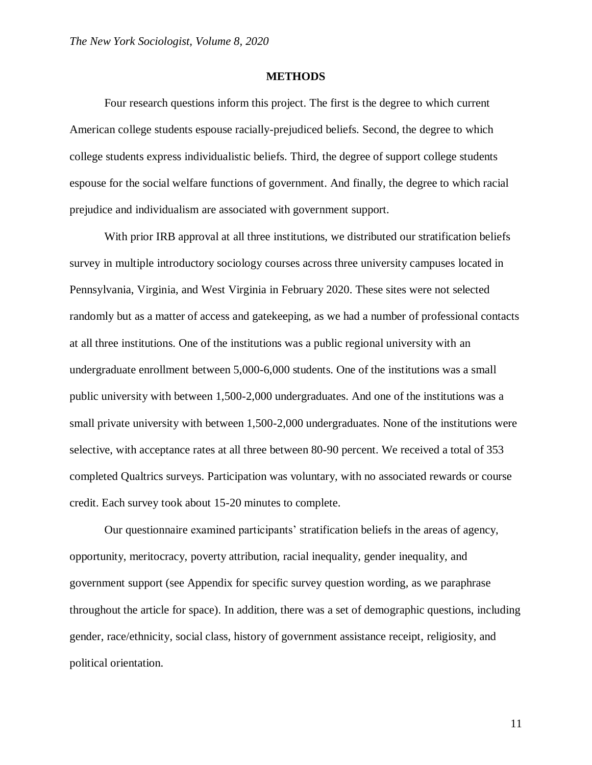## METHODS

Four research questions inform this project. The first is the degree to which current American college students espouse racially-prejudiced beliefs. Second, the degree to which college students express individualistic beliefs. Third, the degree of support college students espouse for the social welfare functions of government. And finally, the degree to which racial prejudice and individualism are associated with government support.

With prior IRB approval at all three institutions, we distributed our stratification beliefs survey in multiple introductory sociology courses across three university campuses located in Pennsylvania, Virginia, and West Virginia in February 2020. These sites were not selected randomly but as a matter of access and gatekeeping, as we had a number of professional contacts at all three institutions. One of the institutions was a public regional university with an undergraduate enrollment between 5,000-6,000 students. One of the institutions was a small public university with between 1,500-2,000 undergraduates. And one of the institutions was a small private university with between 1,500-2,000 undergraduates. None of the institutions were selective, with acceptance rates at all three between 80-90 percent. We received a total of 353 completed Qualtrics surveys. Participation was voluntary, with no associated rewards or course credit. Each survey took about 15-20 minutes to complete.

Our questionnaire examined participants' stratification beliefs in the areas of agency, opportunity, meritocracy, poverty attribution, racial inequality, gender inequality, and government support (see Appendix for specific survey question wording, as we paraphrase throughout the article for space). In addition, there was a set of demographic questions, including gender, race/ethnicity, social class, history of government assistance receipt, religiosity, and political orientation.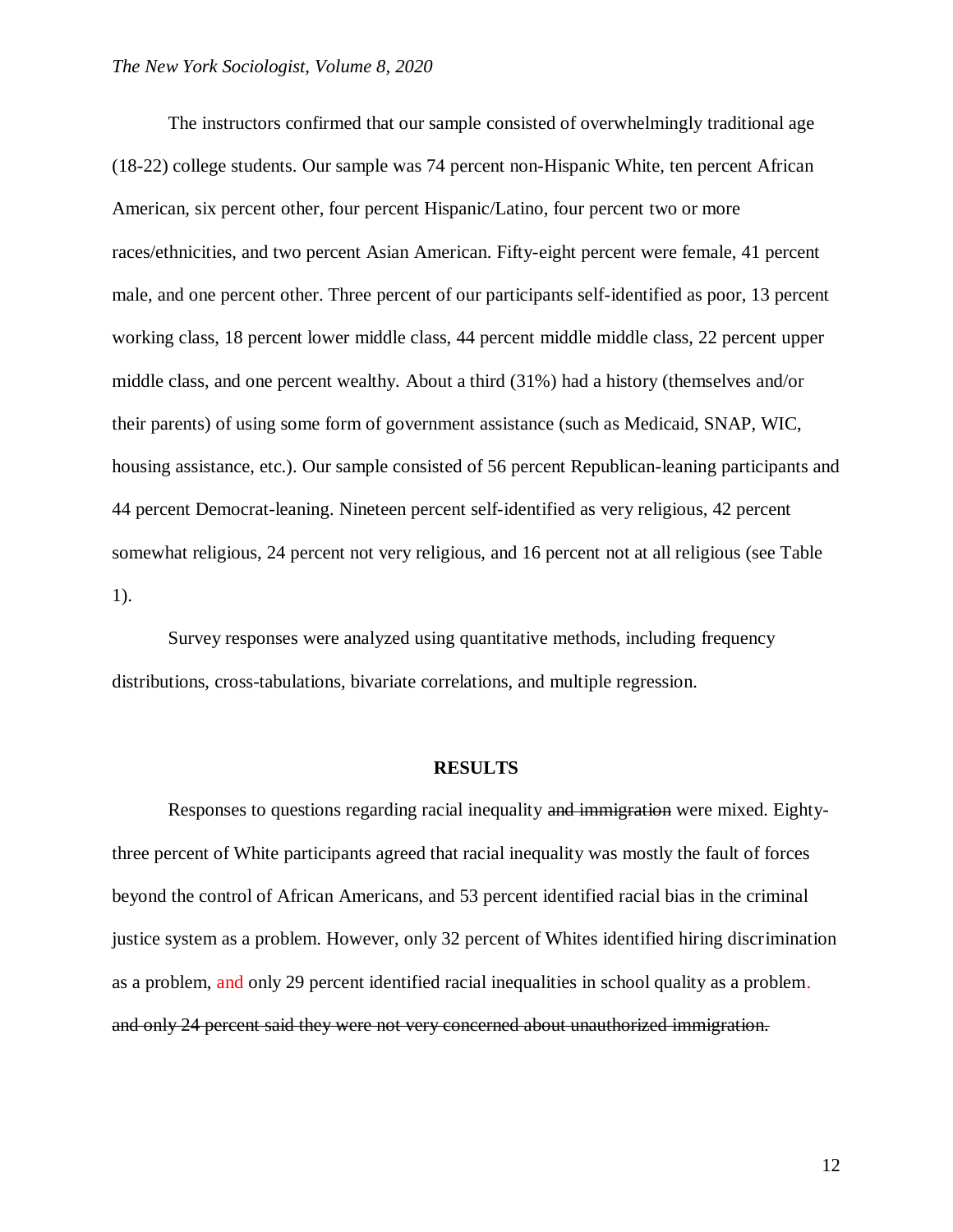The instructors confirmed that our sample consisted of overwhelmingly traditional age (18-22) college students. Our sample was 74 percent non-Hispanic White, ten percent African American, six percent other, four percent Hispanic/Latino, four percent two or more races/ethnicities, and two percent Asian American. Fifty-eight percent were female, 41 percent male, and one percent other. Three percent of our participants self-identified as poor, 13 percent working class, 18 percent lower middle class, 44 percent middle middle class, 22 percent upper middle class, and one percent wealthy. About a third (31%) had a history (themselves and/or their parents) of using some form of government assistance (such as Medicaid, SNAP, WIC, housing assistance, etc.). Our sample consisted of 56 percent Republican-leaning participants and 44 percent Democrat-leaning. Nineteen percent self-identified as very religious, 42 percent somewhat religious, 24 percent not very religious, and 16 percent not at all religious (see Table 1).

Survey responses were analyzed using quantitative methods, including frequency distributions, cross-tabulations, bivariate correlations, and multiple regression.

## RESULTS

Responses to questions regarding racial inequality ~~and immigration~~ were mixed. Eighty-three percent of White participants agreed that racial inequality was mostly the fault of forces beyond the control of African Americans, and 53 percent identified racial bias in the criminal justice system as a problem. However, only 32 percent of Whites identified hiring discrimination as a problem, and only 29 percent identified racial inequalities in school quality as a problem. ~~and only 24 percent said they were not very concerned about unauthorized immigration.~~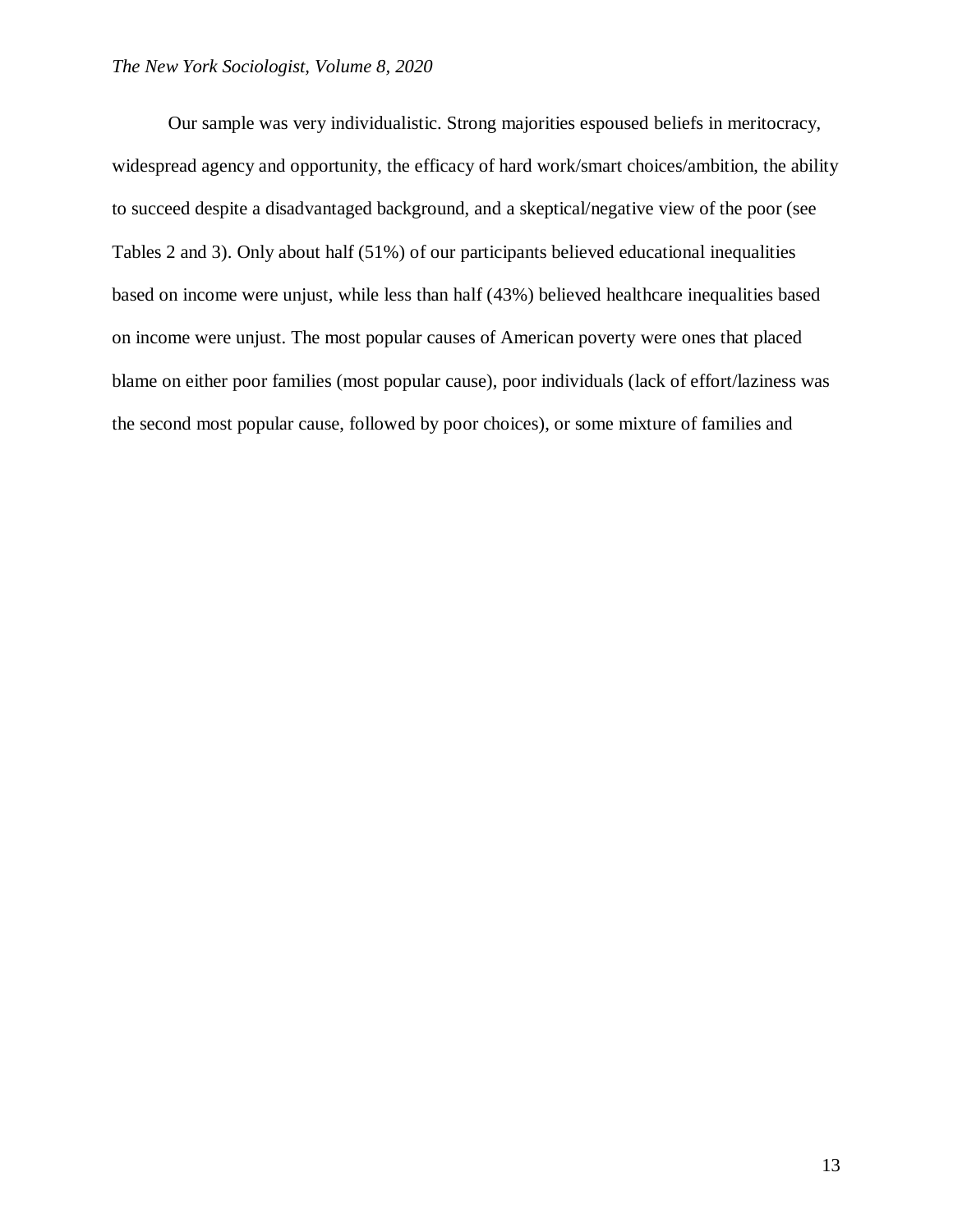Our sample was very individualistic. Strong majorities espoused beliefs in meritocracy, widespread agency and opportunity, the efficacy of hard work/smart choices/ambition, the ability to succeed despite a disadvantaged background, and a skeptical/negative view of the poor (see Tables 2 and 3). Only about half (51%) of our participants believed educational inequalities based on income were unjust, while less than half (43%) believed healthcare inequalities based on income were unjust. The most popular causes of American poverty were ones that placed blame on either poor families (most popular cause), poor individuals (lack of effort/laziness was the second most popular cause, followed by poor choices), or some mixture of families and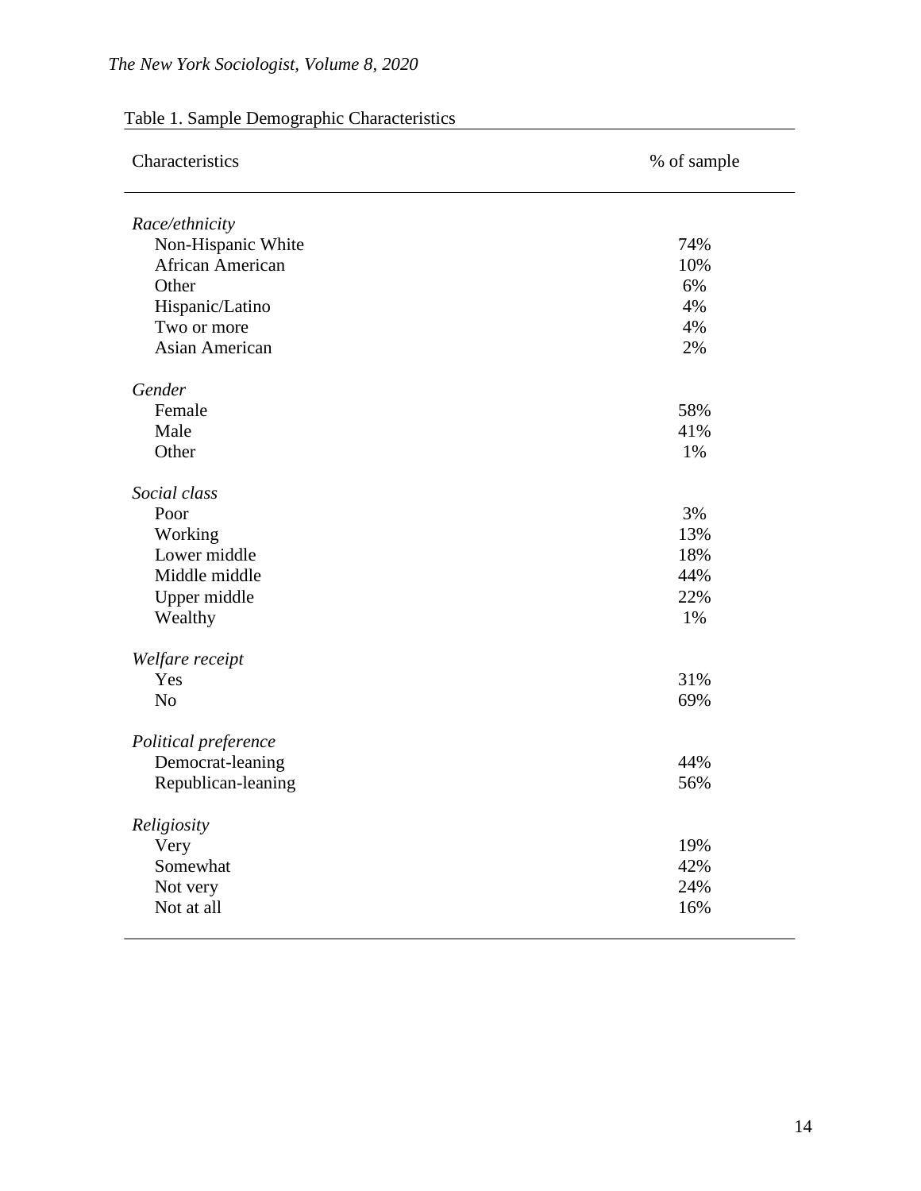Table 1. Sample Demographic Characteristics

| Characteristics | % of sample |
|---|---|
| *Race/ethnicity* | |
| Non-Hispanic White | 74% |
| African American | 10% |
| Other | 6% |
| Hispanic/Latino | 4% |
| Two or more | 4% |
| Asian American | 2% |
| *Gender* | |
| Female | 58% |
| Male | 41% |
| Other | 1% |
| *Social class* | |
| Poor | 3% |
| Working | 13% |
| Lower middle | 18% |
| Middle middle | 44% |
| Upper middle | 22% |
| Wealthy | 1% |
| *Welfare receipt* | |
| Yes | 31% |
| No | 69% |
| *Political preference* | |
| Democrat-leaning | 44% |
| Republican-leaning | 56% |
| *Religiosity* | |
| Very | 19% |
| Somewhat | 42% |
| Not very | 24% |
| Not at all | 16% |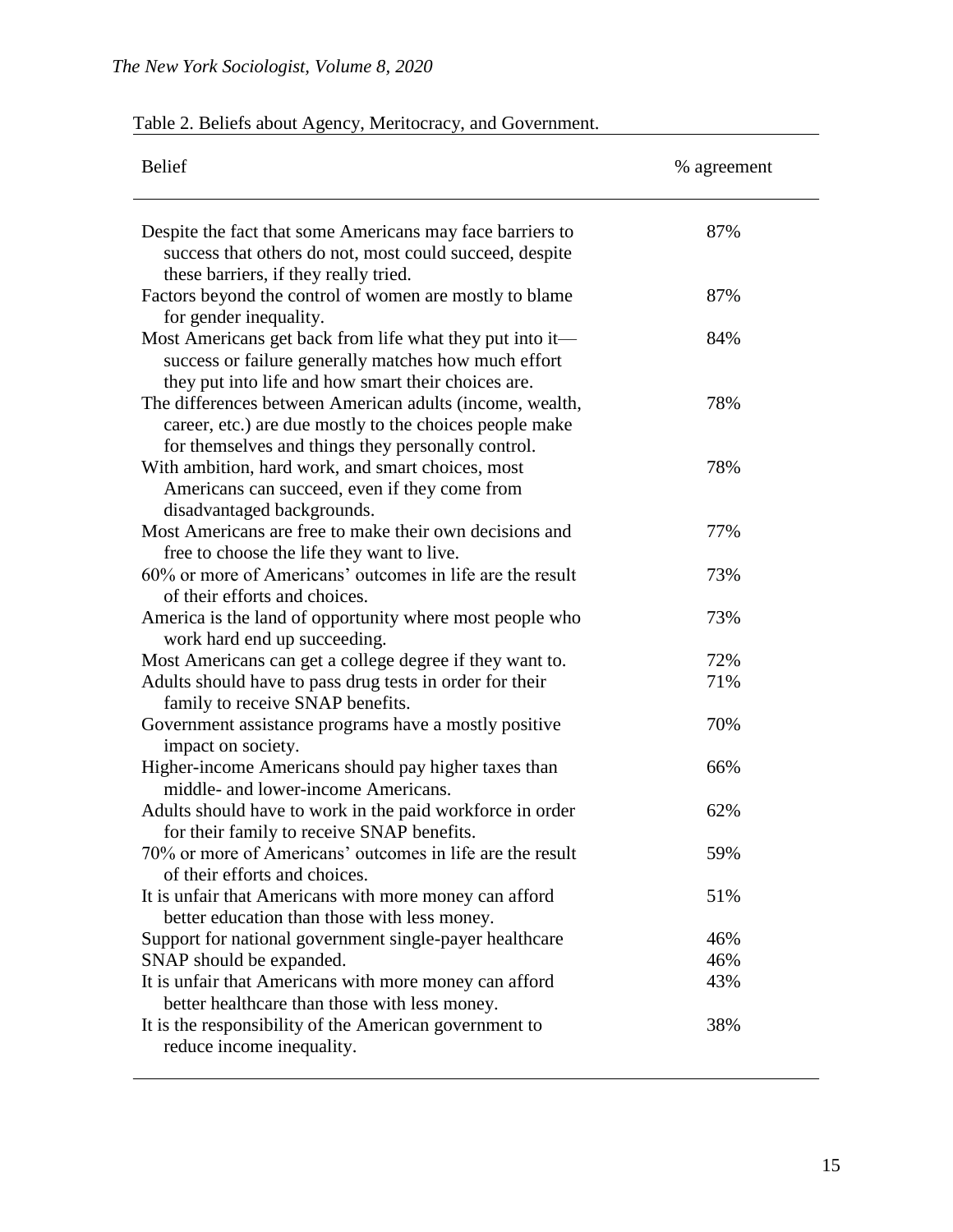Table 2. Beliefs about Agency, Meritocracy, and Government.

| Belief | % agreement |
|---|---|
| Despite the fact that some Americans may face barriers to success that others do not, most could succeed, despite these barriers, if they really tried. | 87% |
| Factors beyond the control of women are mostly to blame for gender inequality. | 87% |
| Most Americans get back from life what they put into it—success or failure generally matches how much effort they put into life and how smart their choices are. | 84% |
| The differences between American adults (income, wealth, career, etc.) are due mostly to the choices people make for themselves and things they personally control. | 78% |
| With ambition, hard work, and smart choices, most Americans can succeed, even if they come from disadvantaged backgrounds. | 78% |
| Most Americans are free to make their own decisions and free to choose the life they want to live. | 77% |
| 60% or more of Americans' outcomes in life are the result of their efforts and choices. | 73% |
| America is the land of opportunity where most people who work hard end up succeeding. | 73% |
| Most Americans can get a college degree if they want to. | 72% |
| Adults should have to pass drug tests in order for their family to receive SNAP benefits. | 71% |
| Government assistance programs have a mostly positive impact on society. | 70% |
| Higher-income Americans should pay higher taxes than middle- and lower-income Americans. | 66% |
| Adults should have to work in the paid workforce in order for their family to receive SNAP benefits. | 62% |
| 70% or more of Americans' outcomes in life are the result of their efforts and choices. | 59% |
| It is unfair that Americans with more money can afford better education than those with less money. | 51% |
| Support for national government single-payer healthcare | 46% |
| SNAP should be expanded. | 46% |
| It is unfair that Americans with more money can afford better healthcare than those with less money. | 43% |
| It is the responsibility of the American government to reduce income inequality. | 38% |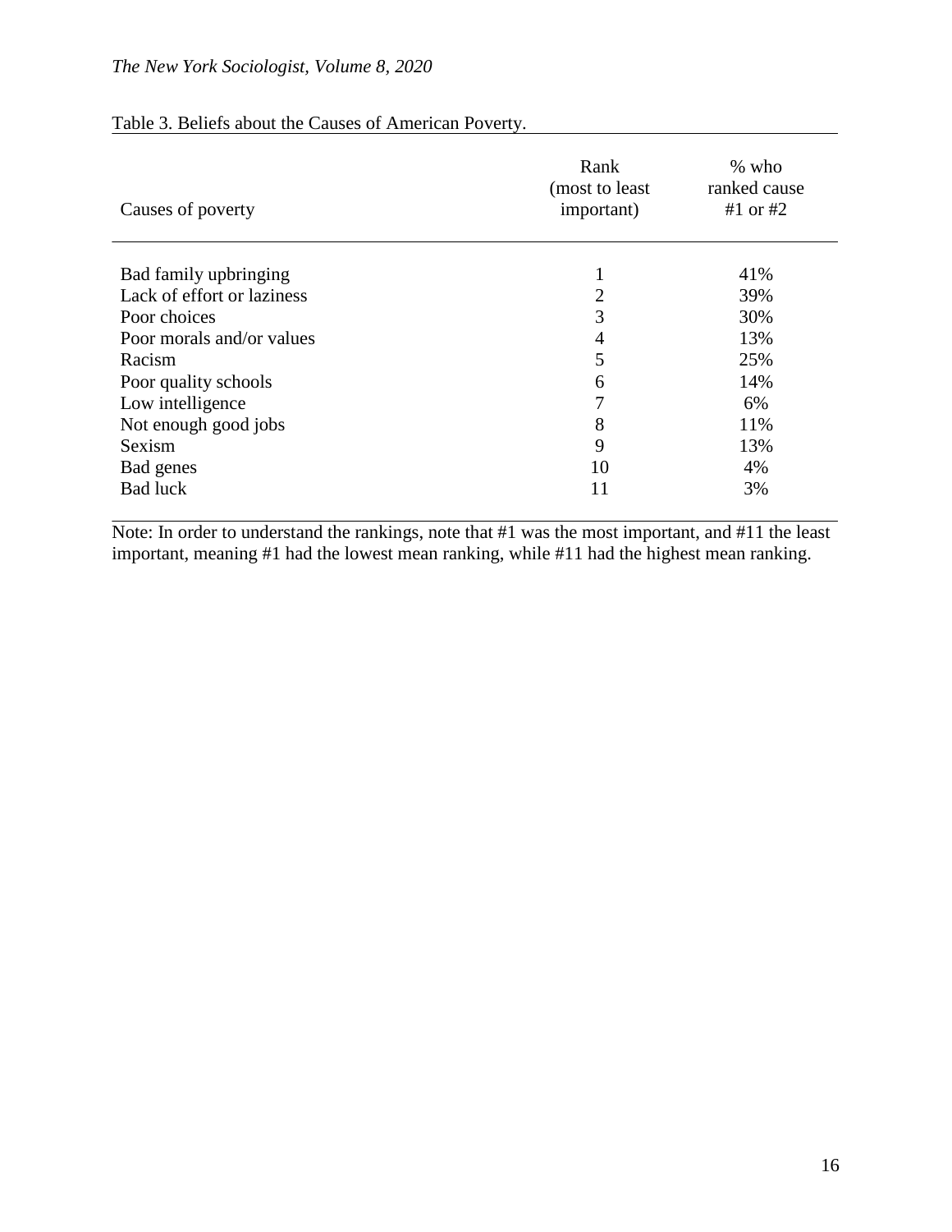Table 3. Beliefs about the Causes of American Poverty.

| Causes of poverty | Rank (most to least important) | % who ranked cause #1 or #2 |
|---|---|---|
| Bad family upbringing | 1 | 41% |
| Lack of effort or laziness | 2 | 39% |
| Poor choices | 3 | 30% |
| Poor morals and/or values | 4 | 13% |
| Racism | 5 | 25% |
| Poor quality schools | 6 | 14% |
| Low intelligence | 7 | 6% |
| Not enough good jobs | 8 | 11% |
| Sexism | 9 | 13% |
| Bad genes | 10 | 4% |
| Bad luck | 11 | 3% |

Note: In order to understand the rankings, note that #1 was the most important, and #11 the least important, meaning #1 had the lowest mean ranking, while #11 had the highest mean ranking.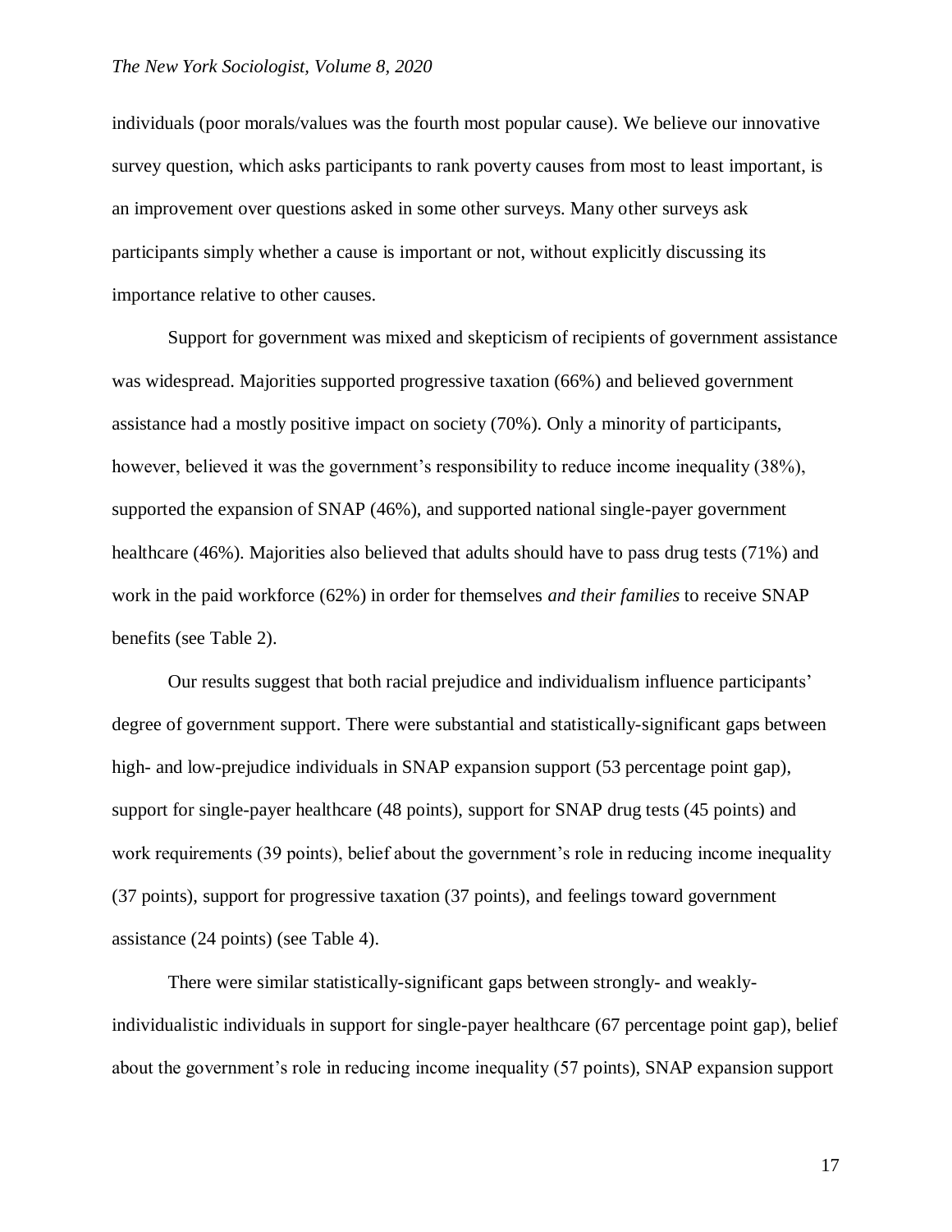individuals (poor morals/values was the fourth most popular cause). We believe our innovative survey question, which asks participants to rank poverty causes from most to least important, is an improvement over questions asked in some other surveys. Many other surveys ask participants simply whether a cause is important or not, without explicitly discussing its importance relative to other causes.

Support for government was mixed and skepticism of recipients of government assistance was widespread. Majorities supported progressive taxation (66%) and believed government assistance had a mostly positive impact on society (70%). Only a minority of participants, however, believed it was the government's responsibility to reduce income inequality (38%), supported the expansion of SNAP (46%), and supported national single-payer government healthcare (46%). Majorities also believed that adults should have to pass drug tests (71%) and work in the paid workforce (62%) in order for themselves *and their families* to receive SNAP benefits (see Table 2).

Our results suggest that both racial prejudice and individualism influence participants' degree of government support. There were substantial and statistically-significant gaps between high- and low-prejudice individuals in SNAP expansion support (53 percentage point gap), support for single-payer healthcare (48 points), support for SNAP drug tests (45 points) and work requirements (39 points), belief about the government's role in reducing income inequality (37 points), support for progressive taxation (37 points), and feelings toward government assistance (24 points) (see Table 4).

There were similar statistically-significant gaps between strongly- and weakly-individualistic individuals in support for single-payer healthcare (67 percentage point gap), belief about the government's role in reducing income inequality (57 points), SNAP expansion support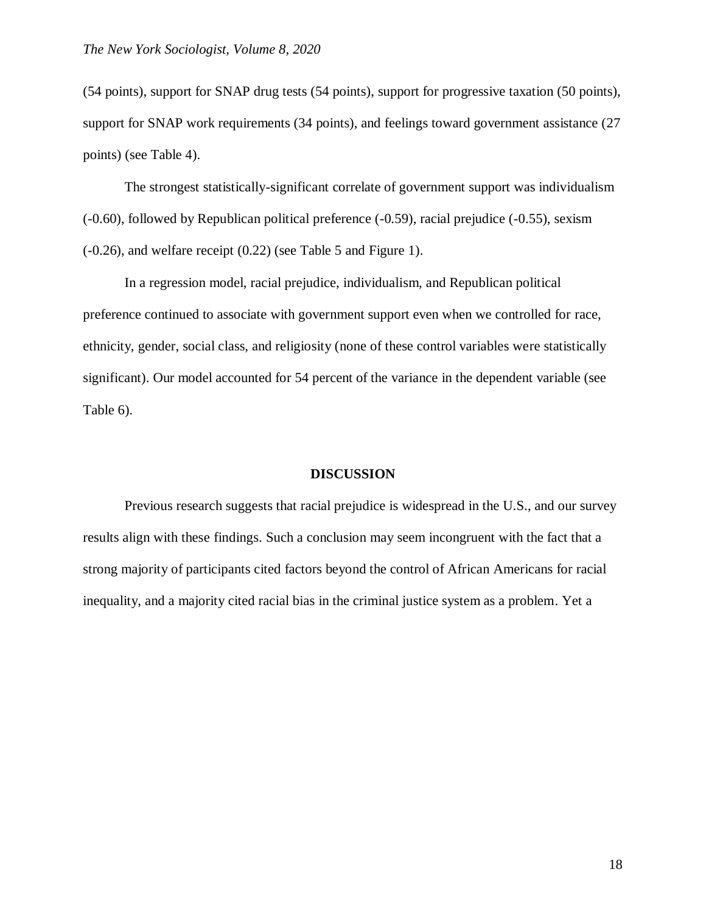(54 points), support for SNAP drug tests (54 points), support for progressive taxation (50 points), support for SNAP work requirements (34 points), and feelings toward government assistance (27 points) (see Table 4).

The strongest statistically-significant correlate of government support was individualism (-0.60), followed by Republican political preference (-0.59), racial prejudice (-0.55), sexism (-0.26), and welfare receipt (0.22) (see Table 5 and Figure 1).

In a regression model, racial prejudice, individualism, and Republican political preference continued to associate with government support even when we controlled for race, ethnicity, gender, social class, and religiosity (none of these control variables were statistically significant). Our model accounted for 54 percent of the variance in the dependent variable (see Table 6).

## DISCUSSION

Previous research suggests that racial prejudice is widespread in the U.S., and our survey results align with these findings. Such a conclusion may seem incongruent with the fact that a strong majority of participants cited factors beyond the control of African Americans for racial inequality, and a majority cited racial bias in the criminal justice system as a problem. Yet a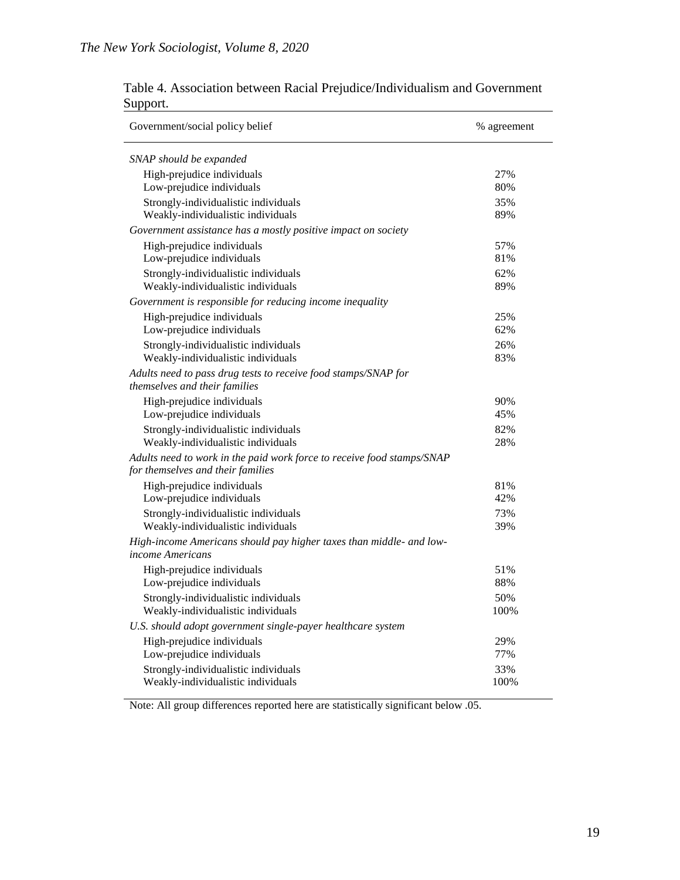Table 4. Association between Racial Prejudice/Individualism and Government Support.

| Government/social policy belief | % agreement |
|---|---|
| *SNAP should be expanded* | |
| High-prejudice individuals | 27% |
| Low-prejudice individuals | 80% |
| Strongly-individualistic individuals | 35% |
| Weakly-individualistic individuals | 89% |
| *Government assistance has a mostly positive impact on society* | |
| High-prejudice individuals | 57% |
| Low-prejudice individuals | 81% |
| Strongly-individualistic individuals | 62% |
| Weakly-individualistic individuals | 89% |
| *Government is responsible for reducing income inequality* | |
| High-prejudice individuals | 25% |
| Low-prejudice individuals | 62% |
| Strongly-individualistic individuals | 26% |
| Weakly-individualistic individuals | 83% |
| *Adults need to pass drug tests to receive food stamps/SNAP for themselves and their families* | |
| High-prejudice individuals | 90% |
| Low-prejudice individuals | 45% |
| Strongly-individualistic individuals | 82% |
| Weakly-individualistic individuals | 28% |
| *Adults need to work in the paid work force to receive food stamps/SNAP for themselves and their families* | |
| High-prejudice individuals | 81% |
| Low-prejudice individuals | 42% |
| Strongly-individualistic individuals | 73% |
| Weakly-individualistic individuals | 39% |
| *High-income Americans should pay higher taxes than middle- and low-income Americans* | |
| High-prejudice individuals | 51% |
| Low-prejudice individuals | 88% |
| Strongly-individualistic individuals | 50% |
| Weakly-individualistic individuals | 100% |
| *U.S. should adopt government single-payer healthcare system* | |
| High-prejudice individuals | 29% |
| Low-prejudice individuals | 77% |
| Strongly-individualistic individuals | 33% |
| Weakly-individualistic individuals | 100% |

Note: All group differences reported here are statistically significant below .05.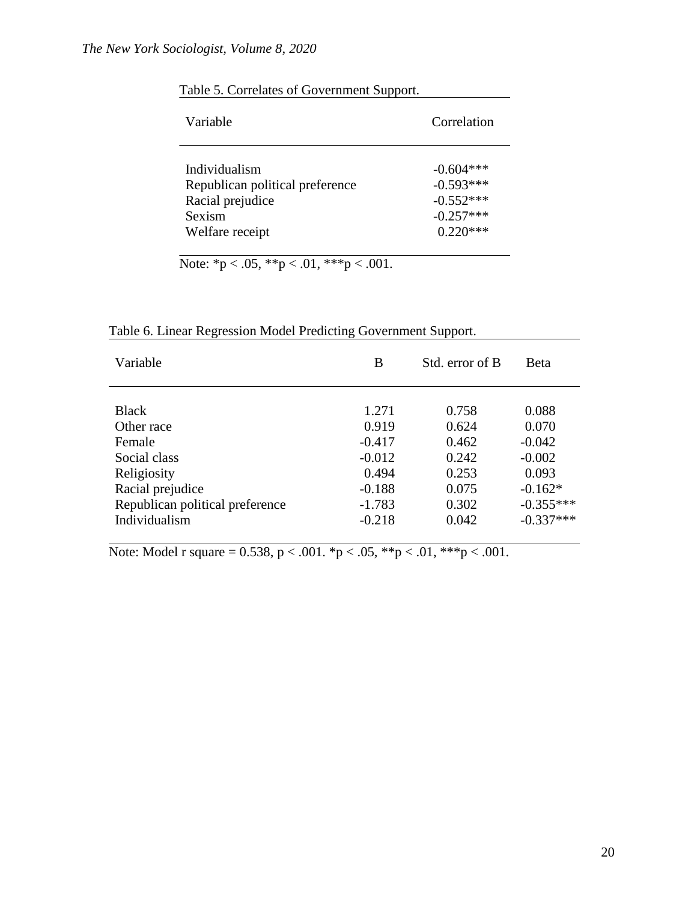Table 5. Correlates of Government Support.

| Variable | Correlation |
|---|---|
| Individualism | -0.604*** |
| Republican political preference | -0.593*** |
| Racial prejudice | -0.552*** |
| Sexism | -0.257*** |
| Welfare receipt | 0.220*** |

Note: *p < .05, **p < .01, ***p < .001.

Table 6. Linear Regression Model Predicting Government Support.

| Variable | B | Std. error of B | Beta |
|---|---|---|---|
| Black | 1.271 | 0.758 | 0.088 |
| Other race | 0.919 | 0.624 | 0.070 |
| Female | -0.417 | 0.462 | -0.042 |
| Social class | -0.012 | 0.242 | -0.002 |
| Religiosity | 0.494 | 0.253 | 0.093 |
| Racial prejudice | -0.188 | 0.075 | -0.162* |
| Republican political preference | -1.783 | 0.302 | -0.355*** |
| Individualism | -0.218 | 0.042 | -0.337*** |

Note: Model r square = 0.538, p < .001. *p < .05, **p < .01, ***p < .001.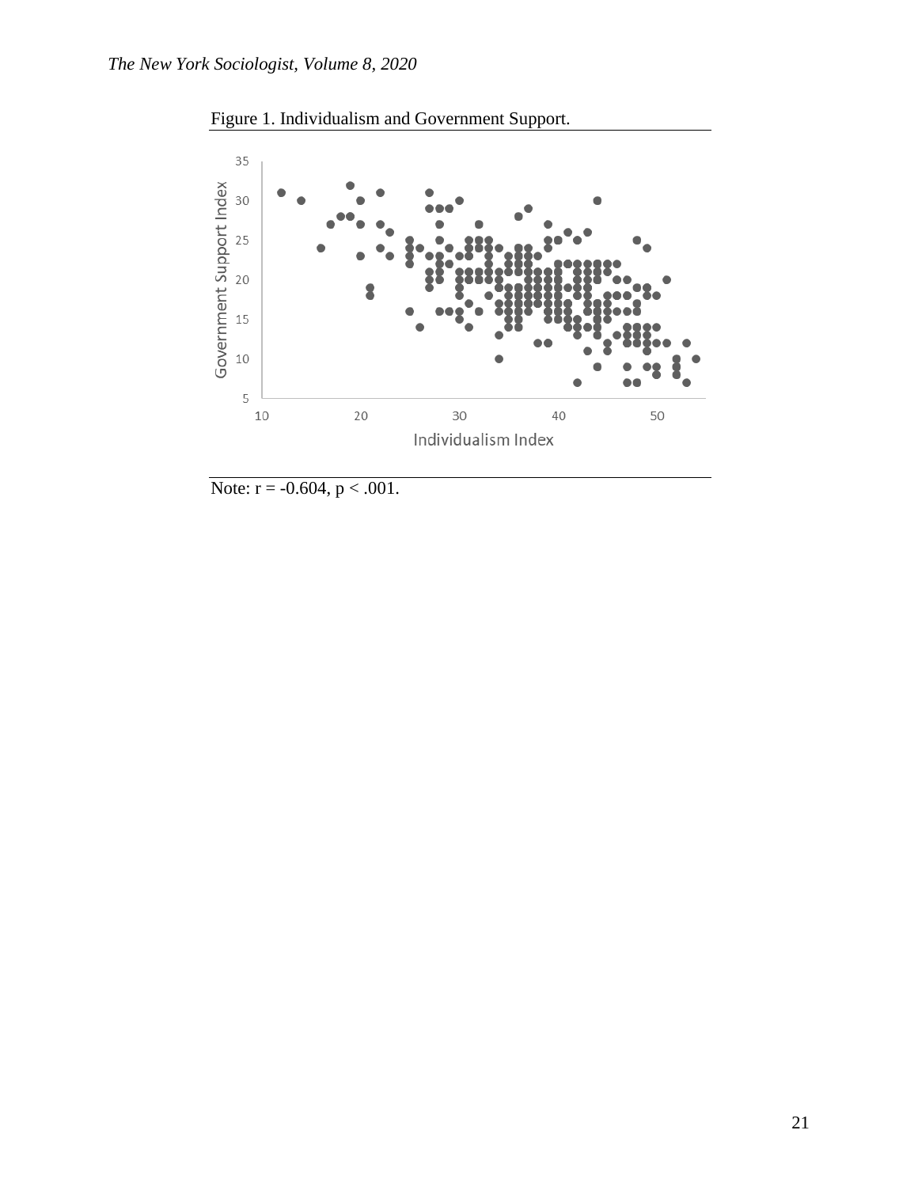Figure 1. Individualism and Government Support.

Note: $r = -0.604$, $p < .001$.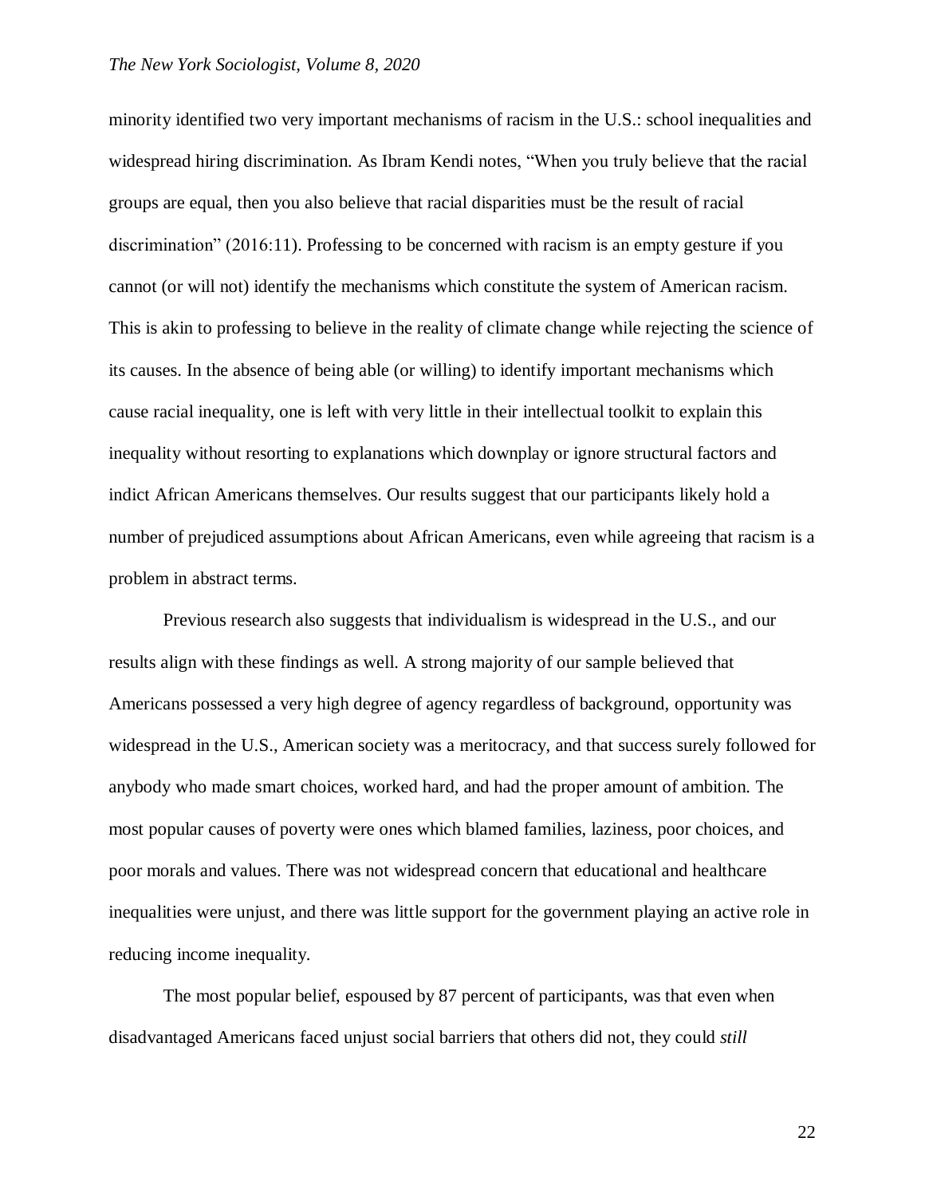minority identified two very important mechanisms of racism in the U.S.: school inequalities and widespread hiring discrimination. As Ibram Kendi notes, "When you truly believe that the racial groups are equal, then you also believe that racial disparities must be the result of racial discrimination" (2016:11). Professing to be concerned with racism is an empty gesture if you cannot (or will not) identify the mechanisms which constitute the system of American racism. This is akin to professing to believe in the reality of climate change while rejecting the science of its causes. In the absence of being able (or willing) to identify important mechanisms which cause racial inequality, one is left with very little in their intellectual toolkit to explain this inequality without resorting to explanations which downplay or ignore structural factors and indict African Americans themselves. Our results suggest that our participants likely hold a number of prejudiced assumptions about African Americans, even while agreeing that racism is a problem in abstract terms.

Previous research also suggests that individualism is widespread in the U.S., and our results align with these findings as well. A strong majority of our sample believed that Americans possessed a very high degree of agency regardless of background, opportunity was widespread in the U.S., American society was a meritocracy, and that success surely followed for anybody who made smart choices, worked hard, and had the proper amount of ambition. The most popular causes of poverty were ones which blamed families, laziness, poor choices, and poor morals and values. There was not widespread concern that educational and healthcare inequalities were unjust, and there was little support for the government playing an active role in reducing income inequality.

The most popular belief, espoused by 87 percent of participants, was that even when disadvantaged Americans faced unjust social barriers that others did not, they could *still*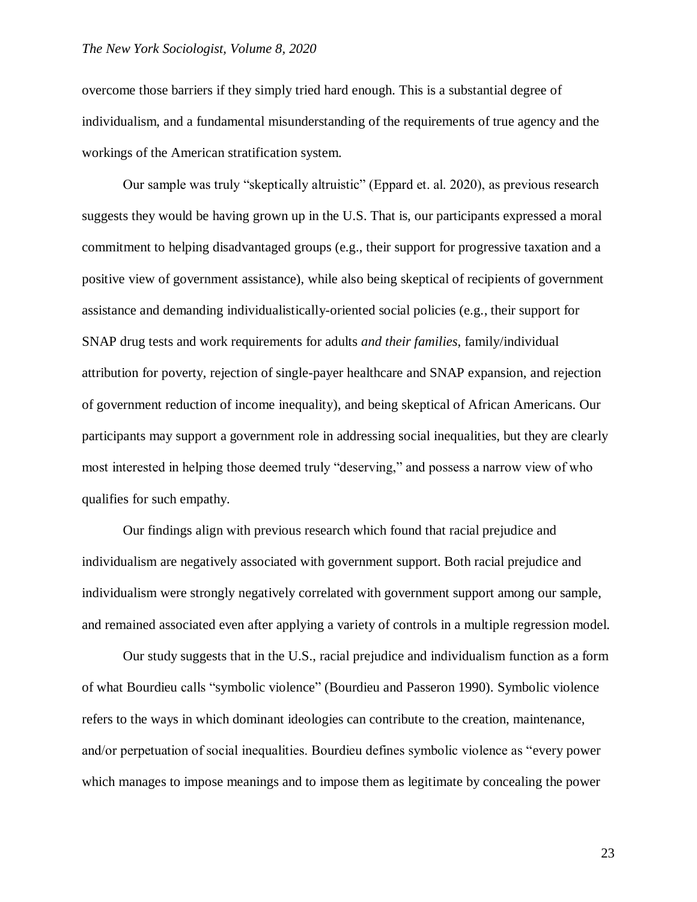overcome those barriers if they simply tried hard enough. This is a substantial degree of individualism, and a fundamental misunderstanding of the requirements of true agency and the workings of the American stratification system.

Our sample was truly "skeptically altruistic" (Eppard et. al. 2020), as previous research suggests they would be having grown up in the U.S. That is, our participants expressed a moral commitment to helping disadvantaged groups (e.g., their support for progressive taxation and a positive view of government assistance), while also being skeptical of recipients of government assistance and demanding individualistically-oriented social policies (e.g., their support for SNAP drug tests and work requirements for adults *and their families*, family/individual attribution for poverty, rejection of single-payer healthcare and SNAP expansion, and rejection of government reduction of income inequality), and being skeptical of African Americans. Our participants may support a government role in addressing social inequalities, but they are clearly most interested in helping those deemed truly "deserving," and possess a narrow view of who qualifies for such empathy.

Our findings align with previous research which found that racial prejudice and individualism are negatively associated with government support. Both racial prejudice and individualism were strongly negatively correlated with government support among our sample, and remained associated even after applying a variety of controls in a multiple regression model.

Our study suggests that in the U.S., racial prejudice and individualism function as a form of what Bourdieu calls "symbolic violence" (Bourdieu and Passeron 1990). Symbolic violence refers to the ways in which dominant ideologies can contribute to the creation, maintenance, and/or perpetuation of social inequalities. Bourdieu defines symbolic violence as "every power which manages to impose meanings and to impose them as legitimate by concealing the power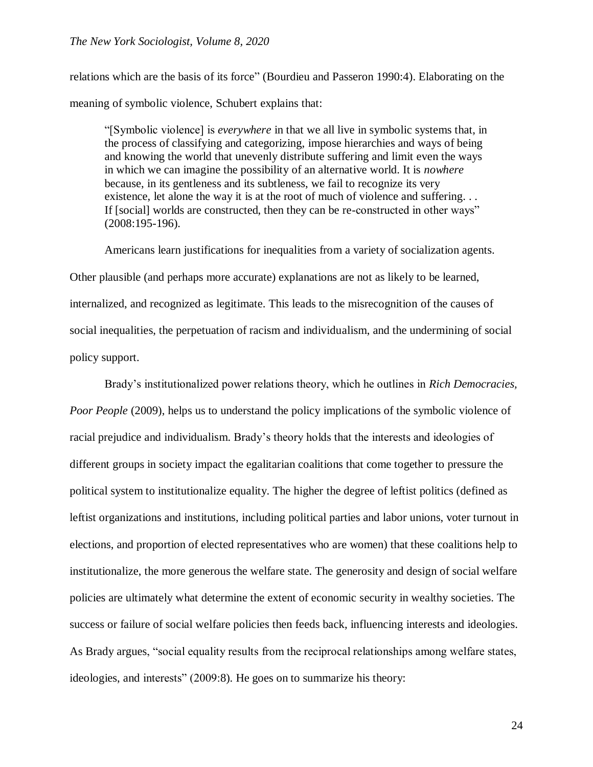relations which are the basis of its force" (Bourdieu and Passeron 1990:4). Elaborating on the meaning of symbolic violence, Schubert explains that:

> "[Symbolic violence] is *everywhere* in that we all live in symbolic systems that, in the process of classifying and categorizing, impose hierarchies and ways of being and knowing the world that unevenly distribute suffering and limit even the ways in which we can imagine the possibility of an alternative world. It is *nowhere* because, in its gentleness and its subtleness, we fail to recognize its very existence, let alone the way it is at the root of much of violence and suffering. . . If [social] worlds are constructed, then they can be re-constructed in other ways" (2008:195-196).

Americans learn justifications for inequalities from a variety of socialization agents. Other plausible (and perhaps more accurate) explanations are not as likely to be learned, internalized, and recognized as legitimate. This leads to the misrecognition of the causes of social inequalities, the perpetuation of racism and individualism, and the undermining of social policy support.

Brady's institutionalized power relations theory, which he outlines in *Rich Democracies, Poor People* (2009), helps us to understand the policy implications of the symbolic violence of racial prejudice and individualism. Brady's theory holds that the interests and ideologies of different groups in society impact the egalitarian coalitions that come together to pressure the political system to institutionalize equality. The higher the degree of leftist politics (defined as leftist organizations and institutions, including political parties and labor unions, voter turnout in elections, and proportion of elected representatives who are women) that these coalitions help to institutionalize, the more generous the welfare state. The generosity and design of social welfare policies are ultimately what determine the extent of economic security in wealthy societies. The success or failure of social welfare policies then feeds back, influencing interests and ideologies. As Brady argues, "social equality results from the reciprocal relationships among welfare states, ideologies, and interests" (2009:8). He goes on to summarize his theory: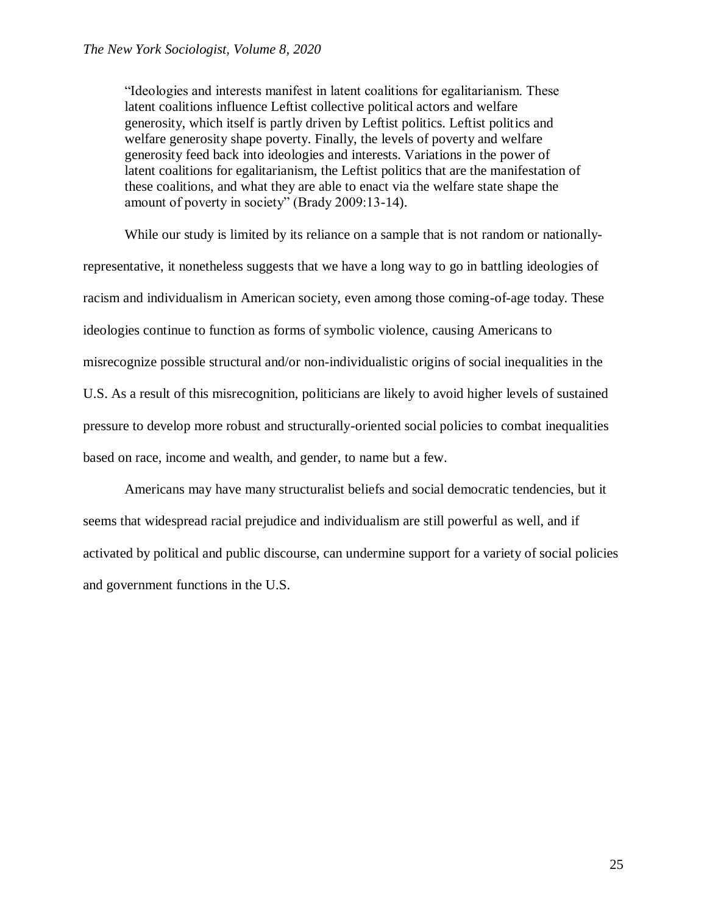> "Ideologies and interests manifest in latent coalitions for egalitarianism. These latent coalitions influence Leftist collective political actors and welfare generosity, which itself is partly driven by Leftist politics. Leftist politics and welfare generosity shape poverty. Finally, the levels of poverty and welfare generosity feed back into ideologies and interests. Variations in the power of latent coalitions for egalitarianism, the Leftist politics that are the manifestation of these coalitions, and what they are able to enact via the welfare state shape the amount of poverty in society" (Brady 2009:13-14).

While our study is limited by its reliance on a sample that is not random or nationally-representative, it nonetheless suggests that we have a long way to go in battling ideologies of racism and individualism in American society, even among those coming-of-age today. These ideologies continue to function as forms of symbolic violence, causing Americans to misrecognize possible structural and/or non-individualistic origins of social inequalities in the U.S. As a result of this misrecognition, politicians are likely to avoid higher levels of sustained pressure to develop more robust and structurally-oriented social policies to combat inequalities based on race, income and wealth, and gender, to name but a few.

Americans may have many structuralist beliefs and social democratic tendencies, but it seems that widespread racial prejudice and individualism are still powerful as well, and if activated by political and public discourse, can undermine support for a variety of social policies and government functions in the U.S.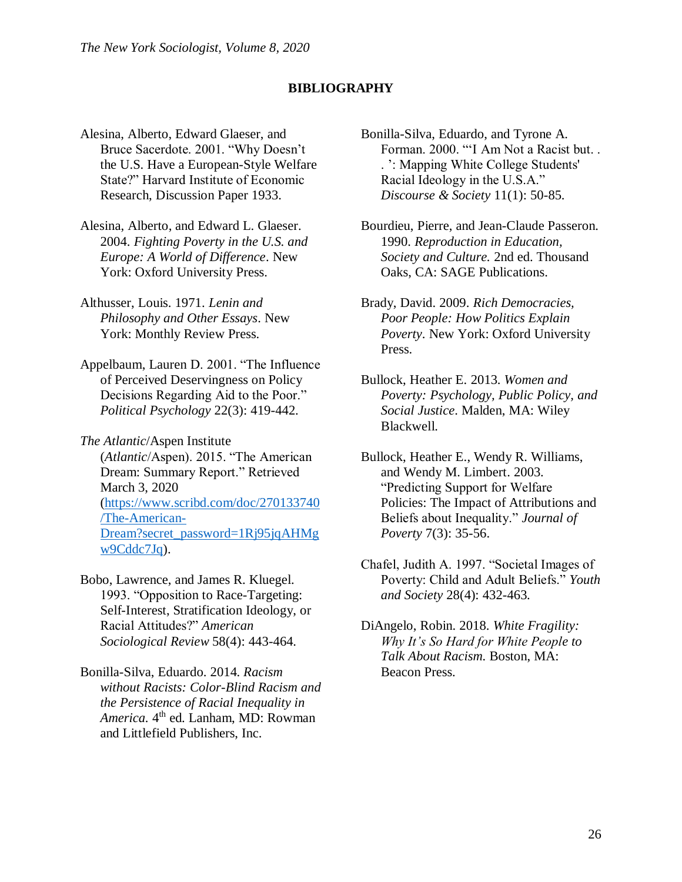## BIBLIOGRAPHY

Alesina, Alberto, Edward Glaeser, and Bruce Sacerdote. 2001. "Why Doesn't the U.S. Have a European-Style Welfare State?" Harvard Institute of Economic Research, Discussion Paper 1933.

Alesina, Alberto, and Edward L. Glaeser. 2004. *Fighting Poverty in the U.S. and Europe: A World of Difference*. New York: Oxford University Press.

Althusser, Louis. 1971. *Lenin and Philosophy and Other Essays*. New York: Monthly Review Press.

Appelbaum, Lauren D. 2001. "The Influence of Perceived Deservingness on Policy Decisions Regarding Aid to the Poor." *Political Psychology* 22(3): 419-442.

*The Atlantic*/Aspen Institute (*Atlantic*/Aspen). 2015. "The American Dream: Summary Report." Retrieved March 3, 2020 (https://www.scribd.com/doc/270133740/The-American-Dream?secret_password=1Rj95jqAHMgw9Cddc7Jq).

Bobo, Lawrence, and James R. Kluegel. 1993. "Opposition to Race-Targeting: Self-Interest, Stratification Ideology, or Racial Attitudes?" *American Sociological Review* 58(4): 443-464.

Bonilla-Silva, Eduardo. 2014. *Racism without Racists: Color-Blind Racism and the Persistence of Racial Inequality in America.* 4th ed. Lanham, MD: Rowman and Littlefield Publishers, Inc.

Bonilla-Silva, Eduardo, and Tyrone A. Forman. 2000. "'I Am Not a Racist but. . . ': Mapping White College Students' Racial Ideology in the U.S.A." *Discourse & Society* 11(1): 50-85.

Bourdieu, Pierre, and Jean-Claude Passeron. 1990. *Reproduction in Education, Society and Culture.* 2nd ed. Thousand Oaks, CA: SAGE Publications.

Brady, David. 2009. *Rich Democracies, Poor People: How Politics Explain Poverty*. New York: Oxford University Press.

Bullock, Heather E. 2013. *Women and Poverty: Psychology, Public Policy, and Social Justice*. Malden, MA: Wiley Blackwell.

Bullock, Heather E., Wendy R. Williams, and Wendy M. Limbert. 2003. "Predicting Support for Welfare Policies: The Impact of Attributions and Beliefs about Inequality." *Journal of Poverty* 7(3): 35-56.

Chafel, Judith A. 1997. "Societal Images of Poverty: Child and Adult Beliefs." *Youth and Society* 28(4): 432-463.

DiAngelo, Robin. 2018. *White Fragility: Why It's So Hard for White People to Talk About Racism.* Boston, MA: Beacon Press.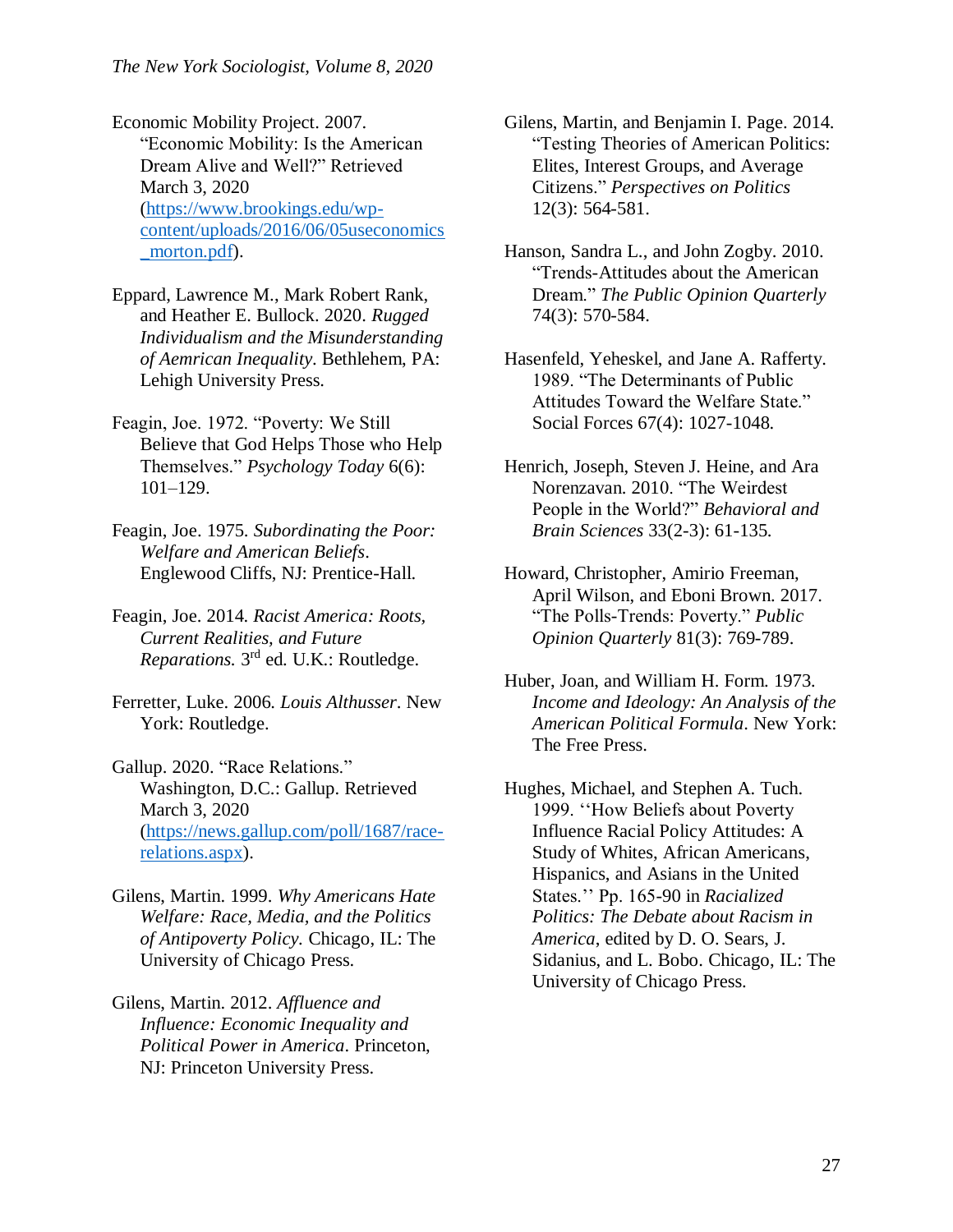Economic Mobility Project. 2007. "Economic Mobility: Is the American Dream Alive and Well?" Retrieved March 3, 2020 (https://www.brookings.edu/wp-content/uploads/2016/06/05useconomics_morton.pdf).

Eppard, Lawrence M., Mark Robert Rank, and Heather E. Bullock. 2020. *Rugged Individualism and the Misunderstanding of Aemrican Inequality*. Bethlehem, PA: Lehigh University Press.

Feagin, Joe. 1972. "Poverty: We Still Believe that God Helps Those who Help Themselves." *Psychology Today* 6(6): 101–129.

Feagin, Joe. 1975. *Subordinating the Poor: Welfare and American Beliefs*. Englewood Cliffs, NJ: Prentice-Hall.

Feagin, Joe. 2014. *Racist America: Roots, Current Realities, and Future Reparations.* 3rd ed. U.K.: Routledge.

Ferretter, Luke. 2006. *Louis Althusser*. New York: Routledge.

Gallup. 2020. "Race Relations." Washington, D.C.: Gallup. Retrieved March 3, 2020 (https://news.gallup.com/poll/1687/race-relations.aspx).

Gilens, Martin. 1999. *Why Americans Hate Welfare: Race, Media, and the Politics of Antipoverty Policy.* Chicago, IL: The University of Chicago Press.

Gilens, Martin. 2012. *Affluence and Influence: Economic Inequality and Political Power in America*. Princeton, NJ: Princeton University Press.

Gilens, Martin, and Benjamin I. Page. 2014. "Testing Theories of American Politics: Elites, Interest Groups, and Average Citizens." *Perspectives on Politics* 12(3): 564-581.

Hanson, Sandra L., and John Zogby. 2010. "Trends-Attitudes about the American Dream." *The Public Opinion Quarterly* 74(3): 570-584.

Hasenfeld, Yeheskel, and Jane A. Rafferty. 1989. "The Determinants of Public Attitudes Toward the Welfare State." Social Forces 67(4): 1027-1048.

Henrich, Joseph, Steven J. Heine, and Ara Norenzavan. 2010. "The Weirdest People in the World?" *Behavioral and Brain Sciences* 33(2-3): 61-135.

Howard, Christopher, Amirio Freeman, April Wilson, and Eboni Brown. 2017. "The Polls-Trends: Poverty." *Public Opinion Quarterly* 81(3): 769-789.

Huber, Joan, and William H. Form. 1973. *Income and Ideology: An Analysis of the American Political Formula*. New York: The Free Press.

Hughes, Michael, and Stephen A. Tuch. 1999. ''How Beliefs about Poverty Influence Racial Policy Attitudes: A Study of Whites, African Americans, Hispanics, and Asians in the United States.'' Pp. 165-90 in *Racialized Politics: The Debate about Racism in America*, edited by D. O. Sears, J. Sidanius, and L. Bobo. Chicago, IL: The University of Chicago Press.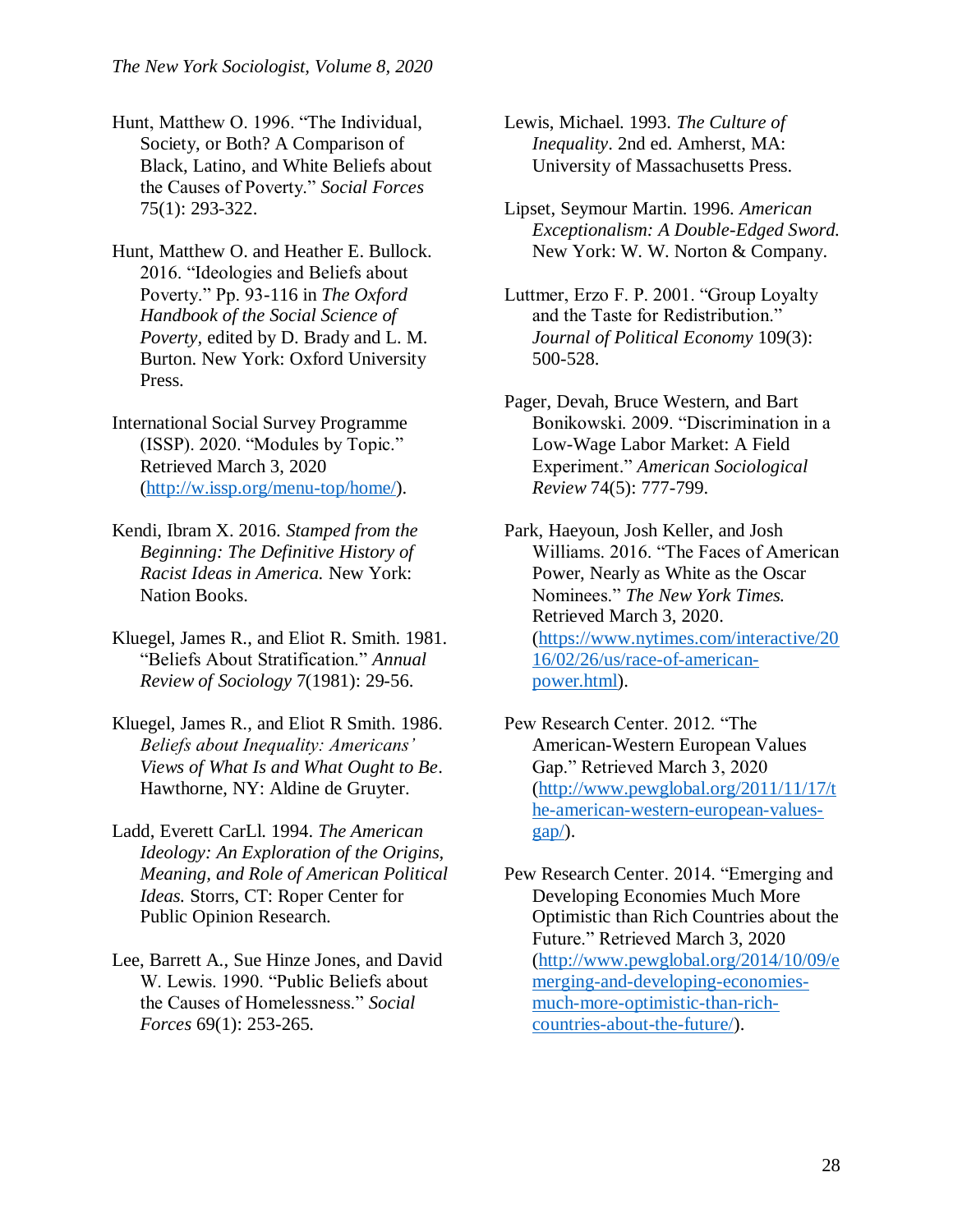Hunt, Matthew O. 1996. "The Individual, Society, or Both? A Comparison of Black, Latino, and White Beliefs about the Causes of Poverty." *Social Forces* 75(1): 293-322.

Hunt, Matthew O. and Heather E. Bullock. 2016. "Ideologies and Beliefs about Poverty." Pp. 93-116 in *The Oxford Handbook of the Social Science of Poverty*, edited by D. Brady and L. M. Burton. New York: Oxford University Press.

International Social Survey Programme (ISSP). 2020. "Modules by Topic." Retrieved March 3, 2020 (http://w.issp.org/menu-top/home/).

Kendi, Ibram X. 2016. *Stamped from the Beginning: The Definitive History of Racist Ideas in America.* New York: Nation Books.

Kluegel, James R., and Eliot R. Smith. 1981. "Beliefs About Stratification." *Annual Review of Sociology* 7(1981): 29-56.

Kluegel, James R., and Eliot R Smith. 1986. *Beliefs about Inequality: Americans' Views of What Is and What Ought to Be*. Hawthorne, NY: Aldine de Gruyter.

Ladd, Everett CarLl. 1994. *The American Ideology: An Exploration of the Origins, Meaning, and Role of American Political Ideas.* Storrs, CT: Roper Center for Public Opinion Research.

Lee, Barrett A., Sue Hinze Jones, and David W. Lewis. 1990. "Public Beliefs about the Causes of Homelessness." *Social Forces* 69(1): 253-265.

Lewis, Michael. 1993. *The Culture of Inequality*. 2nd ed. Amherst, MA: University of Massachusetts Press.

Lipset, Seymour Martin. 1996. *American Exceptionalism: A Double-Edged Sword.* New York: W. W. Norton & Company.

Luttmer, Erzo F. P. 2001. "Group Loyalty and the Taste for Redistribution." *Journal of Political Economy* 109(3): 500-528.

Pager, Devah, Bruce Western, and Bart Bonikowski. 2009. "Discrimination in a Low-Wage Labor Market: A Field Experiment." *American Sociological Review* 74(5): 777-799.

Park, Haeyoun, Josh Keller, and Josh Williams. 2016. "The Faces of American Power, Nearly as White as the Oscar Nominees." *The New York Times.* Retrieved March 3, 2020. (https://www.nytimes.com/interactive/2016/02/26/us/race-of-american-power.html).

Pew Research Center. 2012. "The American-Western European Values Gap." Retrieved March 3, 2020 (http://www.pewglobal.org/2011/11/17/the-american-western-european-values-gap/).

Pew Research Center. 2014. "Emerging and Developing Economies Much More Optimistic than Rich Countries about the Future." Retrieved March 3, 2020 (http://www.pewglobal.org/2014/10/09/emerging-and-developing-economies-much-more-optimistic-than-rich-countries-about-the-future/).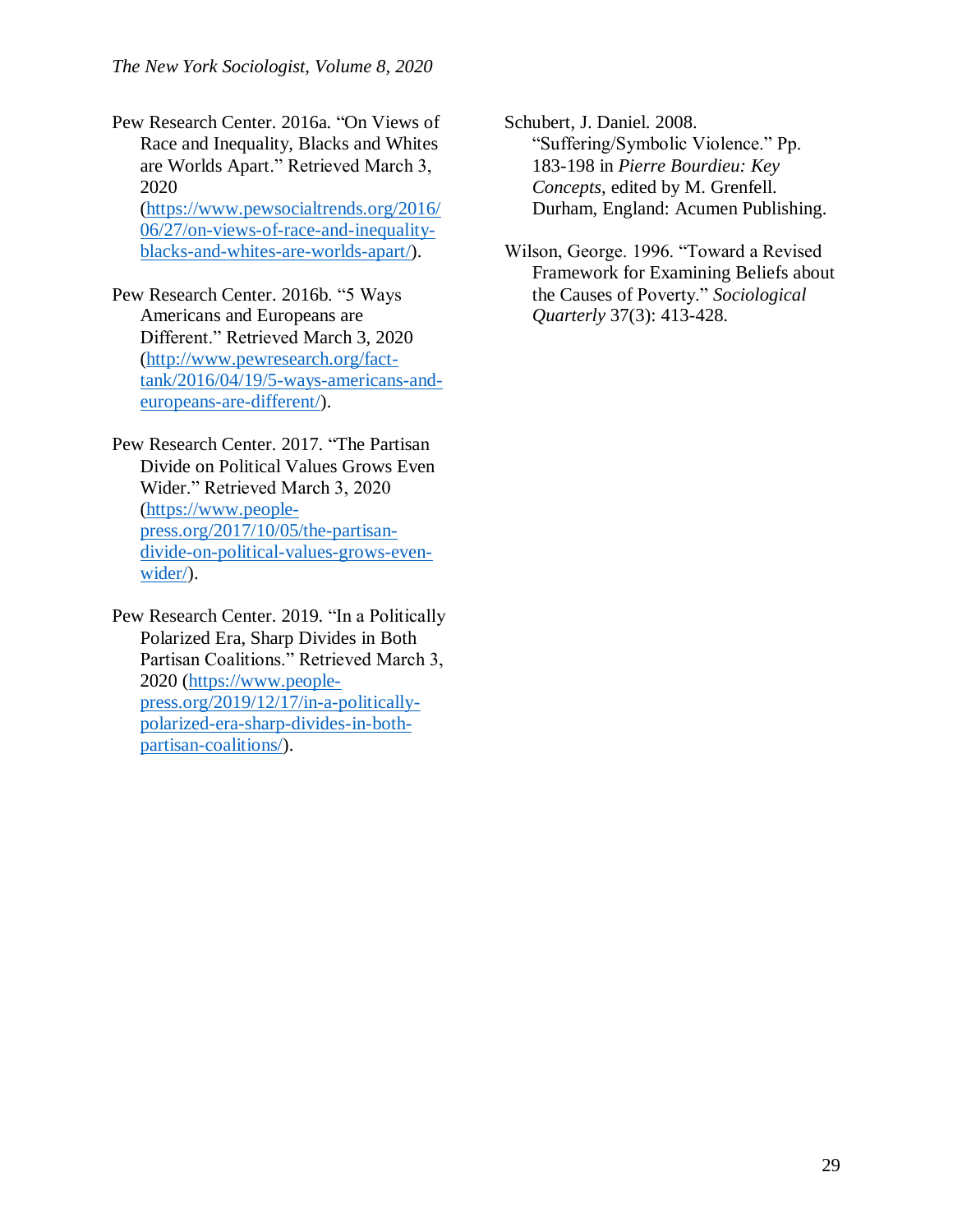Pew Research Center. 2016a. "On Views of Race and Inequality, Blacks and Whites are Worlds Apart." Retrieved March 3, 2020 (https://www.pewsocialtrends.org/2016/06/27/on-views-of-race-and-inequality-blacks-and-whites-are-worlds-apart/).

Pew Research Center. 2016b. "5 Ways Americans and Europeans are Different." Retrieved March 3, 2020 (http://www.pewresearch.org/fact-tank/2016/04/19/5-ways-americans-and-europeans-are-different/).

Pew Research Center. 2017. "The Partisan Divide on Political Values Grows Even Wider." Retrieved March 3, 2020 (https://www.people-press.org/2017/10/05/the-partisan-divide-on-political-values-grows-even-wider/).

Pew Research Center. 2019. "In a Politically Polarized Era, Sharp Divides in Both Partisan Coalitions." Retrieved March 3, 2020 (https://www.people-press.org/2019/12/17/in-a-politically-polarized-era-sharp-divides-in-both-partisan-coalitions/).

Schubert, J. Daniel. 2008. "Suffering/Symbolic Violence." Pp. 183-198 in *Pierre Bourdieu: Key Concepts*, edited by M. Grenfell. Durham, England: Acumen Publishing.

Wilson, George. 1996. "Toward a Revised Framework for Examining Beliefs about the Causes of Poverty." *Sociological Quarterly* 37(3): 413-428.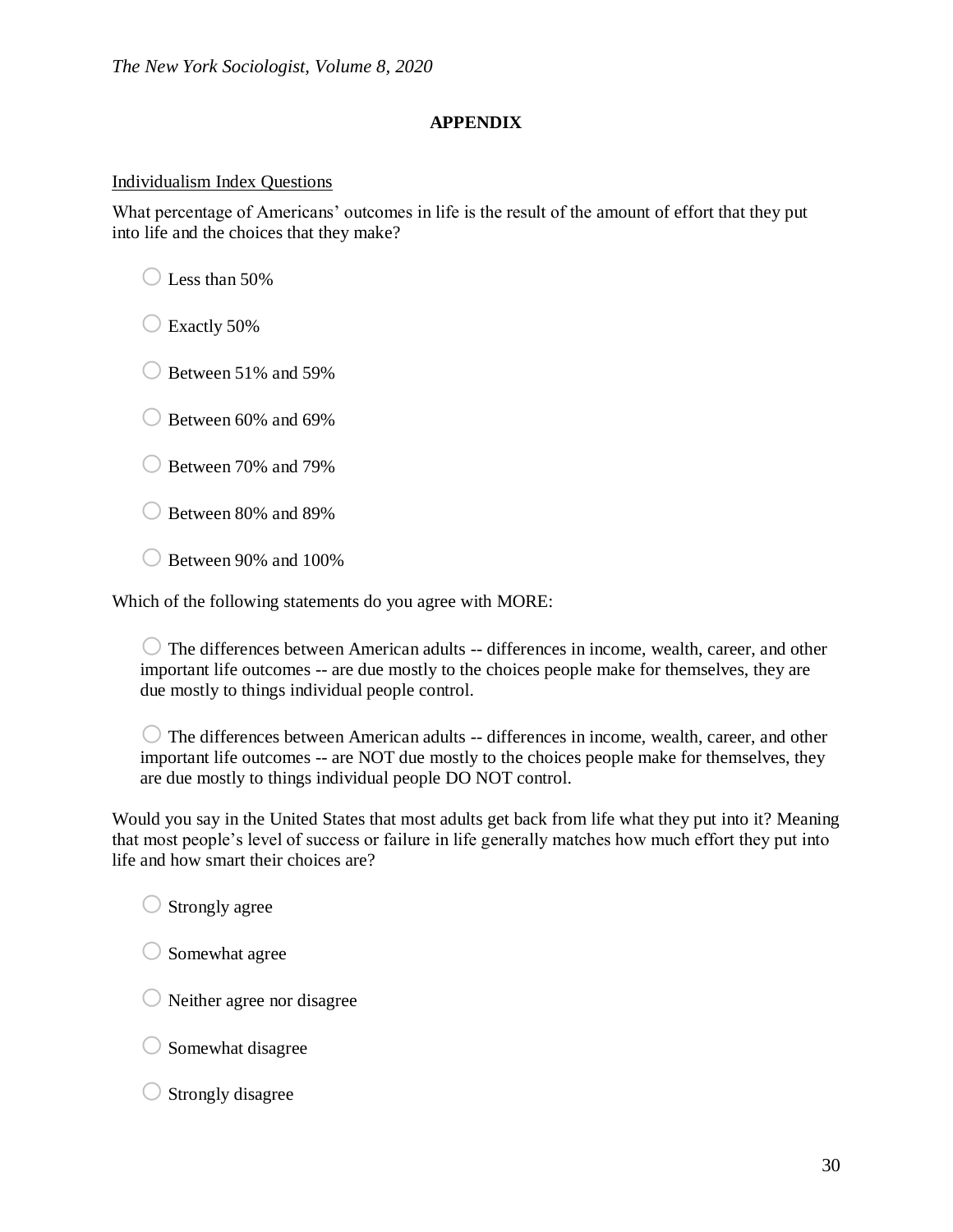## APPENDIX

Individualism Index Questions

What percentage of Americans' outcomes in life is the result of the amount of effort that they put into life and the choices that they make?

- ○ Less than 50%
- ○ Exactly 50%
- ○ Between 51% and 59%
- ○ Between 60% and 69%
- ○ Between 70% and 79%
- ○ Between 80% and 89%
- ○ Between 90% and 100%

Which of the following statements do you agree with MORE:

- ○ The differences between American adults -- differences in income, wealth, career, and other important life outcomes -- are due mostly to the choices people make for themselves, they are due mostly to things individual people control.
- ○ The differences between American adults -- differences in income, wealth, career, and other important life outcomes -- are NOT due mostly to the choices people make for themselves, they are due mostly to things individual people DO NOT control.

Would you say in the United States that most adults get back from life what they put into it? Meaning that most people's level of success or failure in life generally matches how much effort they put into life and how smart their choices are?

- ○ Strongly agree
- ○ Somewhat agree
- ○ Neither agree nor disagree
- ○ Somewhat disagree
- ○ Strongly disagree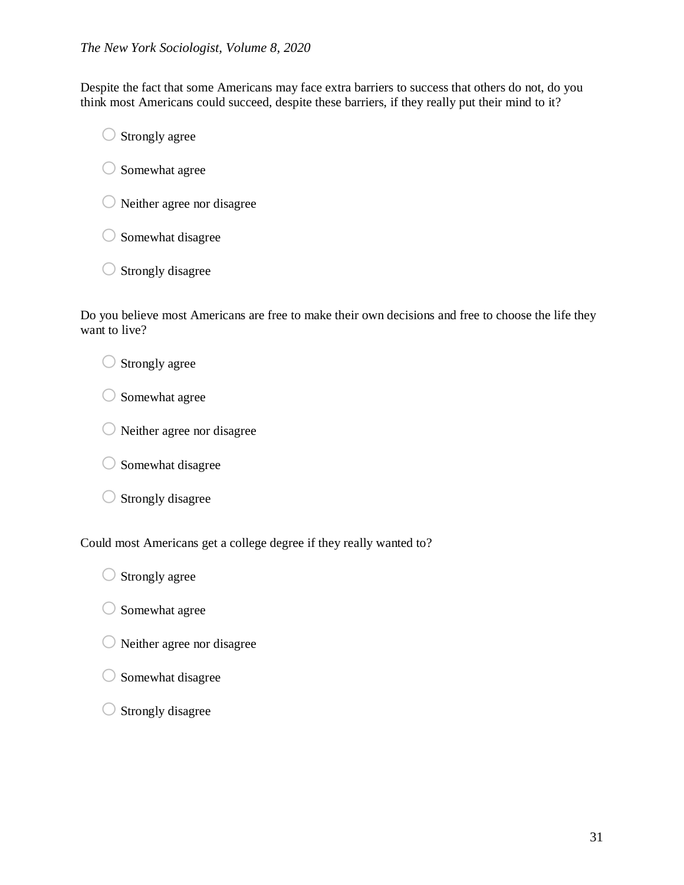Despite the fact that some Americans may face extra barriers to success that others do not, do you think most Americans could succeed, despite these barriers, if they really put their mind to it?

- Strongly agree
- Somewhat agree
- Neither agree nor disagree
- Somewhat disagree
- Strongly disagree

Do you believe most Americans are free to make their own decisions and free to choose the life they want to live?

- Strongly agree
- Somewhat agree
- Neither agree nor disagree
- Somewhat disagree
- Strongly disagree

Could most Americans get a college degree if they really wanted to?

- Strongly agree
- Somewhat agree
- Neither agree nor disagree
- Somewhat disagree
- Strongly disagree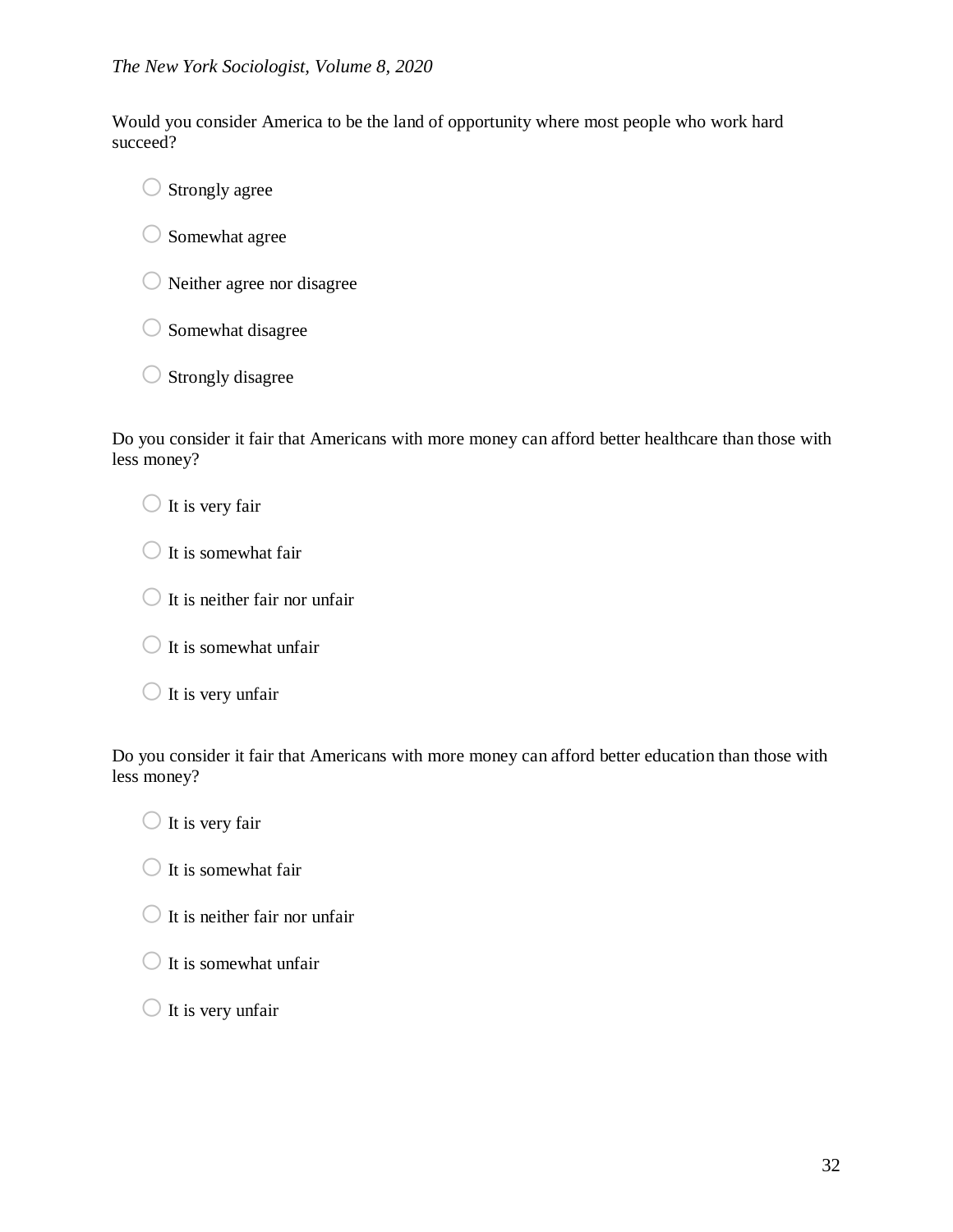Would you consider America to be the land of opportunity where most people who work hard succeed?

- ○ Strongly agree
- ○ Somewhat agree
- ○ Neither agree nor disagree
- ○ Somewhat disagree
- ○ Strongly disagree

Do you consider it fair that Americans with more money can afford better healthcare than those with less money?

- ○ It is very fair
- ○ It is somewhat fair
- ○ It is neither fair nor unfair
- ○ It is somewhat unfair
- ○ It is very unfair

Do you consider it fair that Americans with more money can afford better education than those with less money?

- ○ It is very fair
- ○ It is somewhat fair
- ○ It is neither fair nor unfair
- ○ It is somewhat unfair
- ○ It is very unfair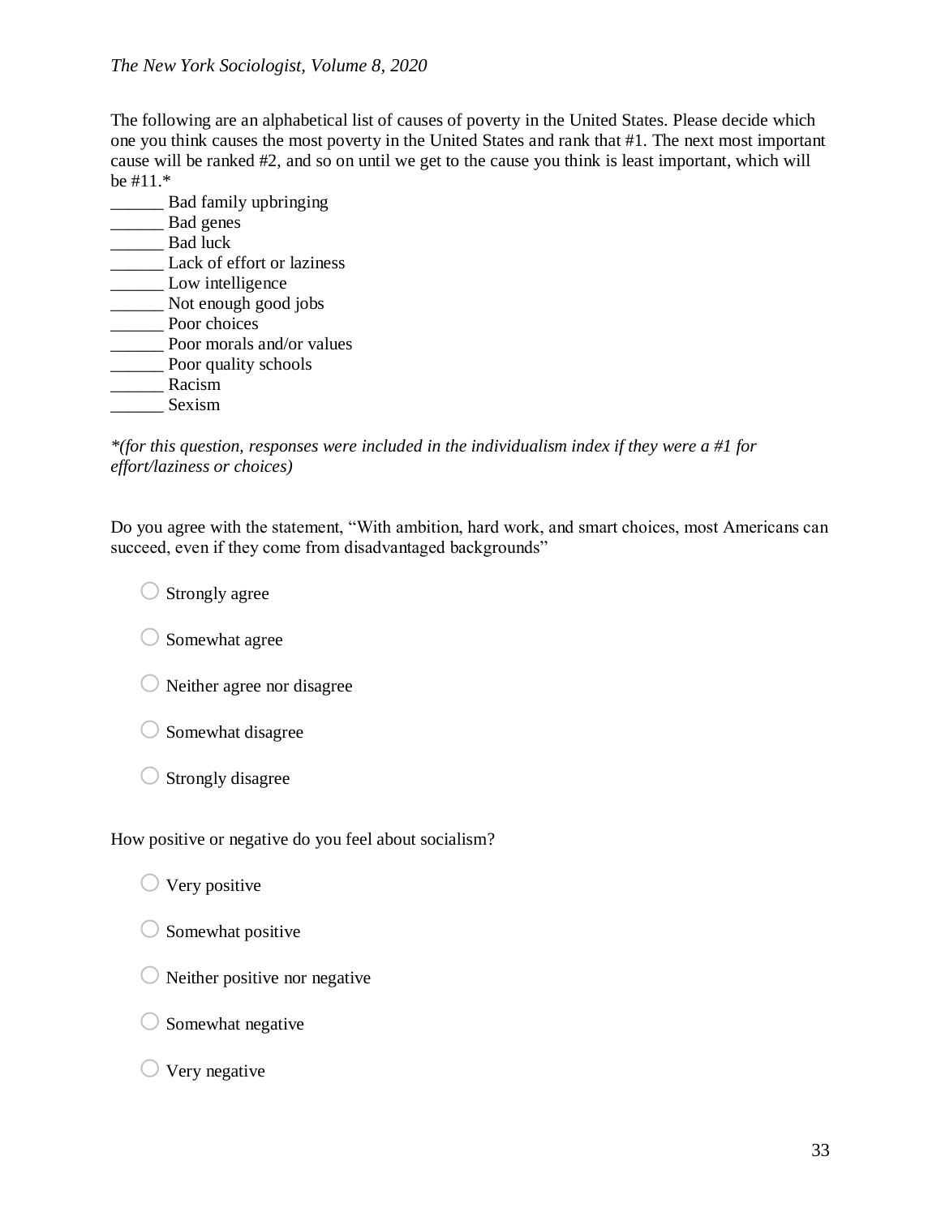The following are an alphabetical list of causes of poverty in the United States. Please decide which one you think causes the most poverty in the United States and rank that #1. The next most important cause will be ranked #2, and so on until we get to the cause you think is least important, which will be #11.*

______ Bad family upbringing
______ Bad genes
______ Bad luck
______ Lack of effort or laziness
______ Low intelligence
______ Not enough good jobs
______ Poor choices
______ Poor morals and/or values
______ Poor quality schools
______ Racism
______ Sexism

*\*(for this question, responses were included in the individualism index if they were a #1 for effort/laziness or choices)*

Do you agree with the statement, "With ambition, hard work, and smart choices, most Americans can succeed, even if they come from disadvantaged backgrounds"

- ◯ Strongly agree
- ◯ Somewhat agree
- ◯ Neither agree nor disagree
- ◯ Somewhat disagree
- ◯ Strongly disagree

How positive or negative do you feel about socialism?

- ◯ Very positive
- ◯ Somewhat positive
- ◯ Neither positive nor negative
- ◯ Somewhat negative
- ◯ Very negative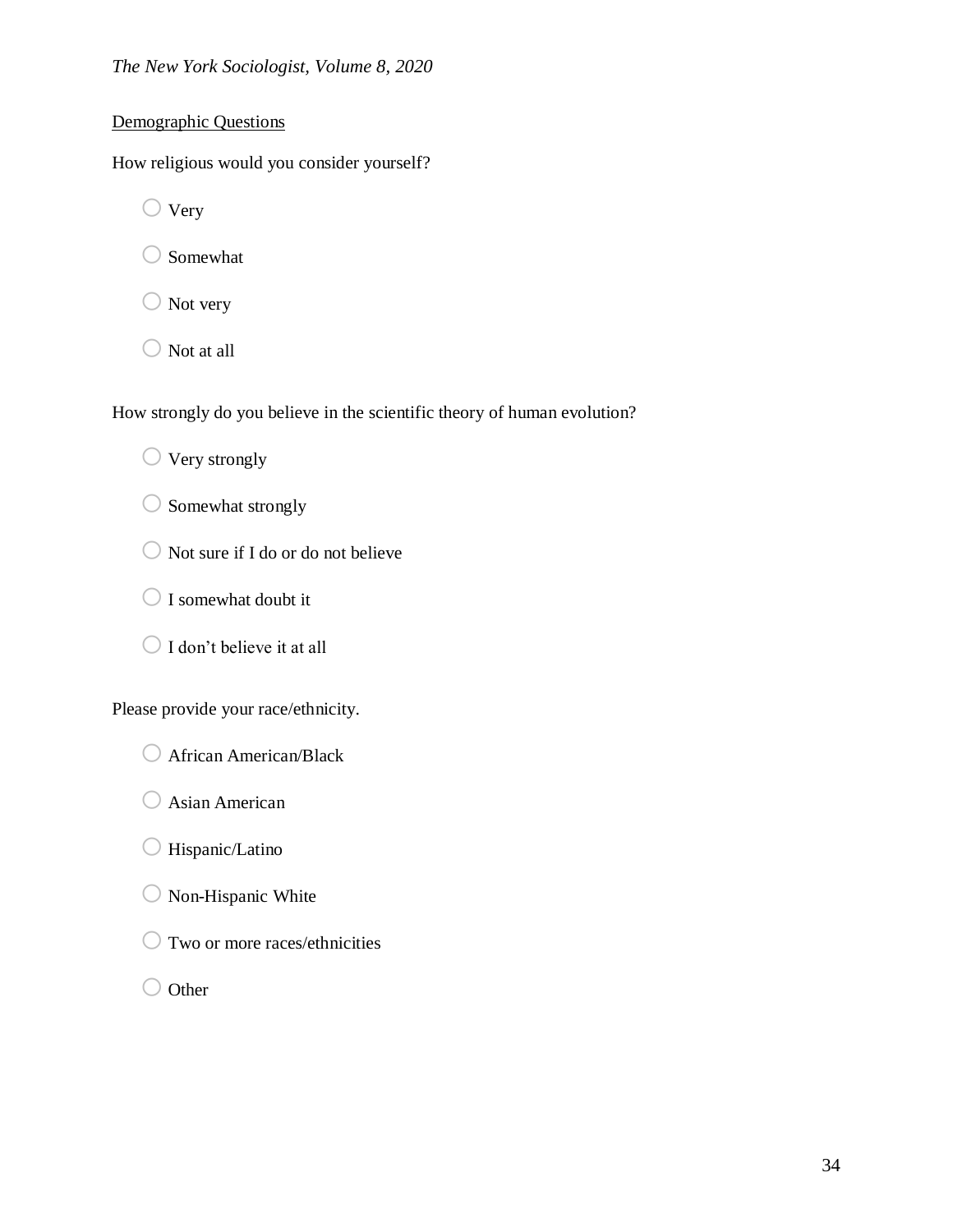<u>Demographic Questions</u>

How religious would you consider yourself?

- ◯ Very
- ◯ Somewhat
- ◯ Not very
- ◯ Not at all

How strongly do you believe in the scientific theory of human evolution?

- ◯ Very strongly
- ◯ Somewhat strongly
- ◯ Not sure if I do or do not believe
- ◯ I somewhat doubt it
- ◯ I don't believe it at all

Please provide your race/ethnicity.

- ◯ African American/Black
- ◯ Asian American
- ◯ Hispanic/Latino
- ◯ Non-Hispanic White
- ◯ Two or more races/ethnicities
- ◯ Other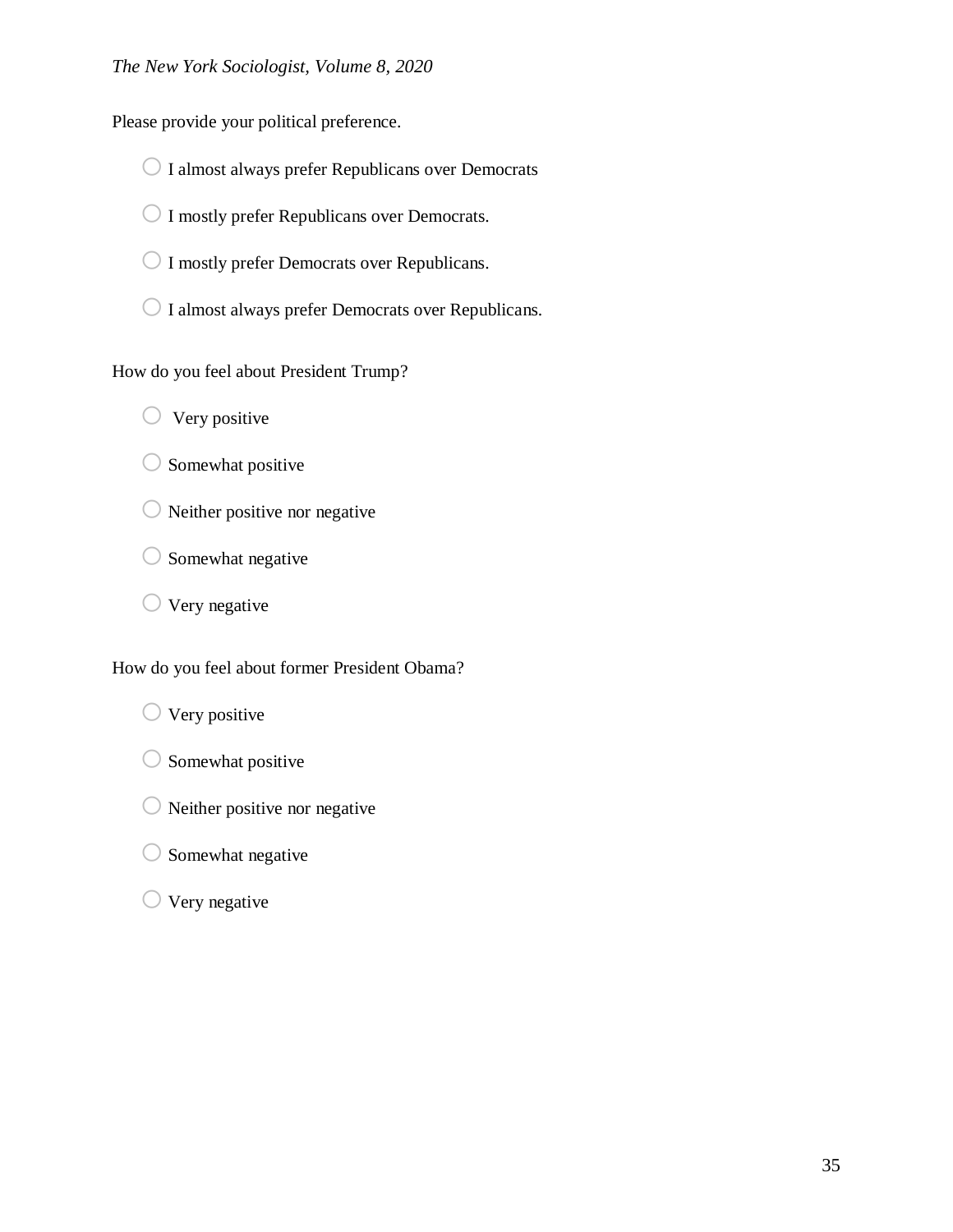Please provide your political preference.

- ○ I almost always prefer Republicans over Democrats
- ○ I mostly prefer Republicans over Democrats.
- ○ I mostly prefer Democrats over Republicans.
- ○ I almost always prefer Democrats over Republicans.

How do you feel about President Trump?

- ○ Very positive
- ○ Somewhat positive
- ○ Neither positive nor negative
- ○ Somewhat negative
- ○ Very negative

How do you feel about former President Obama?

- ○ Very positive
- ○ Somewhat positive
- ○ Neither positive nor negative
- ○ Somewhat negative
- ○ Very negative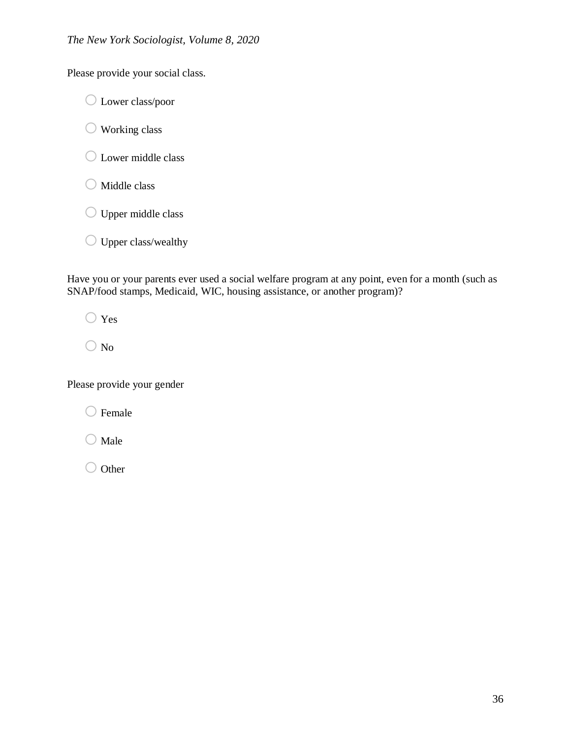Please provide your social class.

- ○ Lower class/poor
- ○ Working class
- ○ Lower middle class
- ○ Middle class
- ○ Upper middle class
- ○ Upper class/wealthy

Have you or your parents ever used a social welfare program at any point, even for a month (such as SNAP/food stamps, Medicaid, WIC, housing assistance, or another program)?

- ○ Yes
- ○ No

Please provide your gender

- ○ Female
- ○ Male
- ○ Other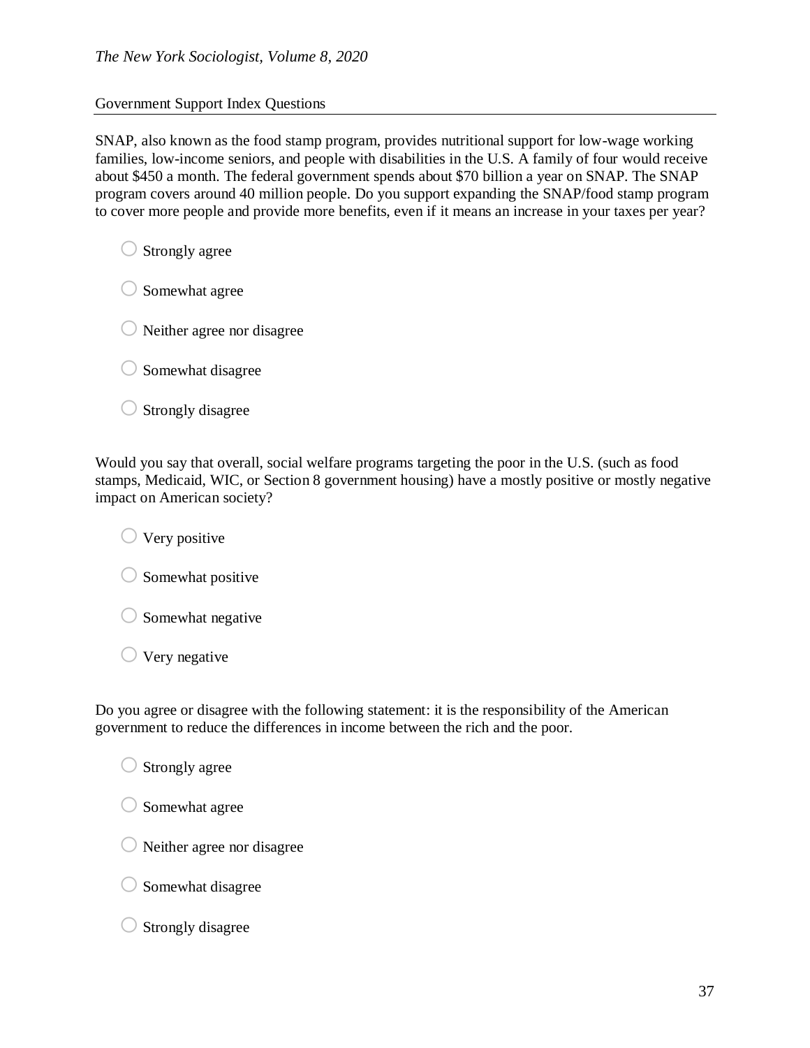Government Support Index Questions

SNAP, also known as the food stamp program, provides nutritional support for low-wage working families, low-income seniors, and people with disabilities in the U.S. A family of four would receive about $450 a month. The federal government spends about $70 billion a year on SNAP. The SNAP program covers around 40 million people. Do you support expanding the SNAP/food stamp program to cover more people and provide more benefits, even if it means an increase in your taxes per year?

- Strongly agree
- Somewhat agree
- Neither agree nor disagree
- Somewhat disagree
- Strongly disagree

Would you say that overall, social welfare programs targeting the poor in the U.S. (such as food stamps, Medicaid, WIC, or Section 8 government housing) have a mostly positive or mostly negative impact on American society?

- Very positive
- Somewhat positive
- Somewhat negative
- Very negative

Do you agree or disagree with the following statement: it is the responsibility of the American government to reduce the differences in income between the rich and the poor.

- Strongly agree
- Somewhat agree
- Neither agree nor disagree
- Somewhat disagree
- Strongly disagree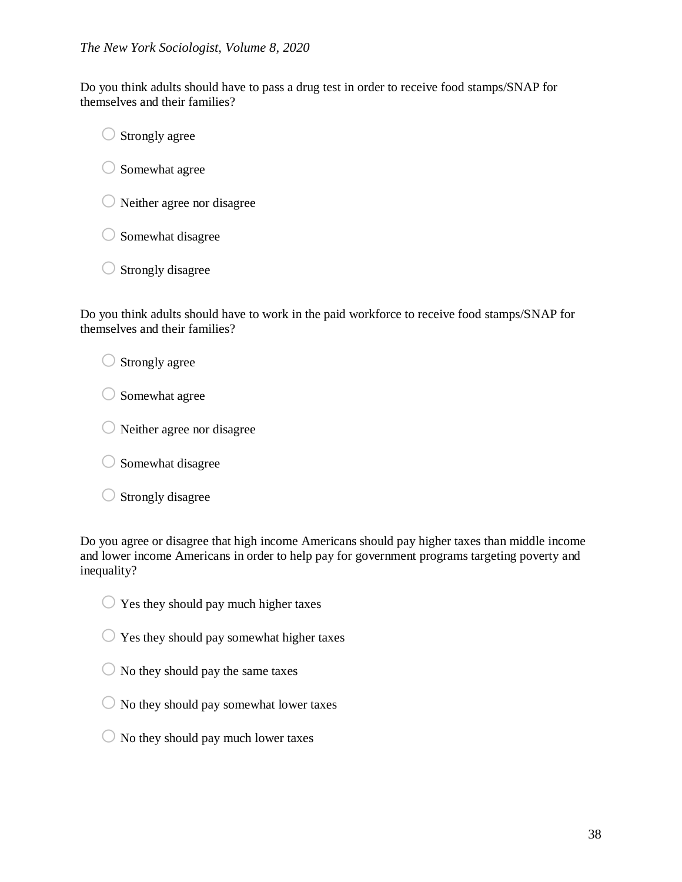Do you think adults should have to pass a drug test in order to receive food stamps/SNAP for themselves and their families?

- ○ Strongly agree
- ○ Somewhat agree
- ○ Neither agree nor disagree
- ○ Somewhat disagree
- ○ Strongly disagree

Do you think adults should have to work in the paid workforce to receive food stamps/SNAP for themselves and their families?

- ○ Strongly agree
- ○ Somewhat agree
- ○ Neither agree nor disagree
- ○ Somewhat disagree
- ○ Strongly disagree

Do you agree or disagree that high income Americans should pay higher taxes than middle income and lower income Americans in order to help pay for government programs targeting poverty and inequality?

- ○ Yes they should pay much higher taxes
- ○ Yes they should pay somewhat higher taxes
- ○ No they should pay the same taxes
- ○ No they should pay somewhat lower taxes
- ○ No they should pay much lower taxes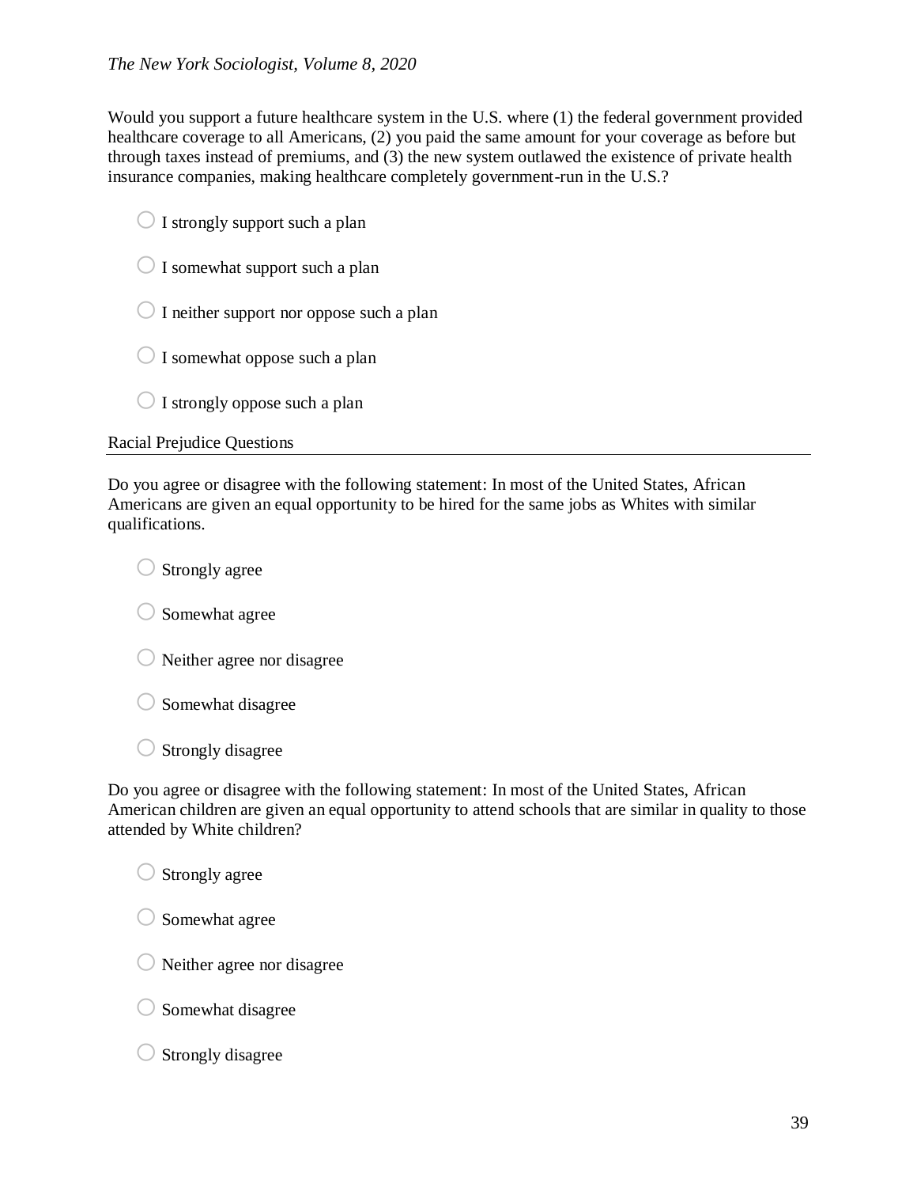Would you support a future healthcare system in the U.S. where (1) the federal government provided healthcare coverage to all Americans, (2) you paid the same amount for your coverage as before but through taxes instead of premiums, and (3) the new system outlawed the existence of private health insurance companies, making healthcare completely government-run in the U.S.?

- ◯ I strongly support such a plan
- ◯ I somewhat support such a plan
- ◯ I neither support nor oppose such a plan
- ◯ I somewhat oppose such a plan
- ◯ I strongly oppose such a plan

Racial Prejudice Questions

---

Do you agree or disagree with the following statement: In most of the United States, African Americans are given an equal opportunity to be hired for the same jobs as Whites with similar qualifications.

- ◯ Strongly agree
- ◯ Somewhat agree
- ◯ Neither agree nor disagree
- ◯ Somewhat disagree
- ◯ Strongly disagree

Do you agree or disagree with the following statement: In most of the United States, African American children are given an equal opportunity to attend schools that are similar in quality to those attended by White children?

- ◯ Strongly agree
- ◯ Somewhat agree
- ◯ Neither agree nor disagree
- ◯ Somewhat disagree
- ◯ Strongly disagree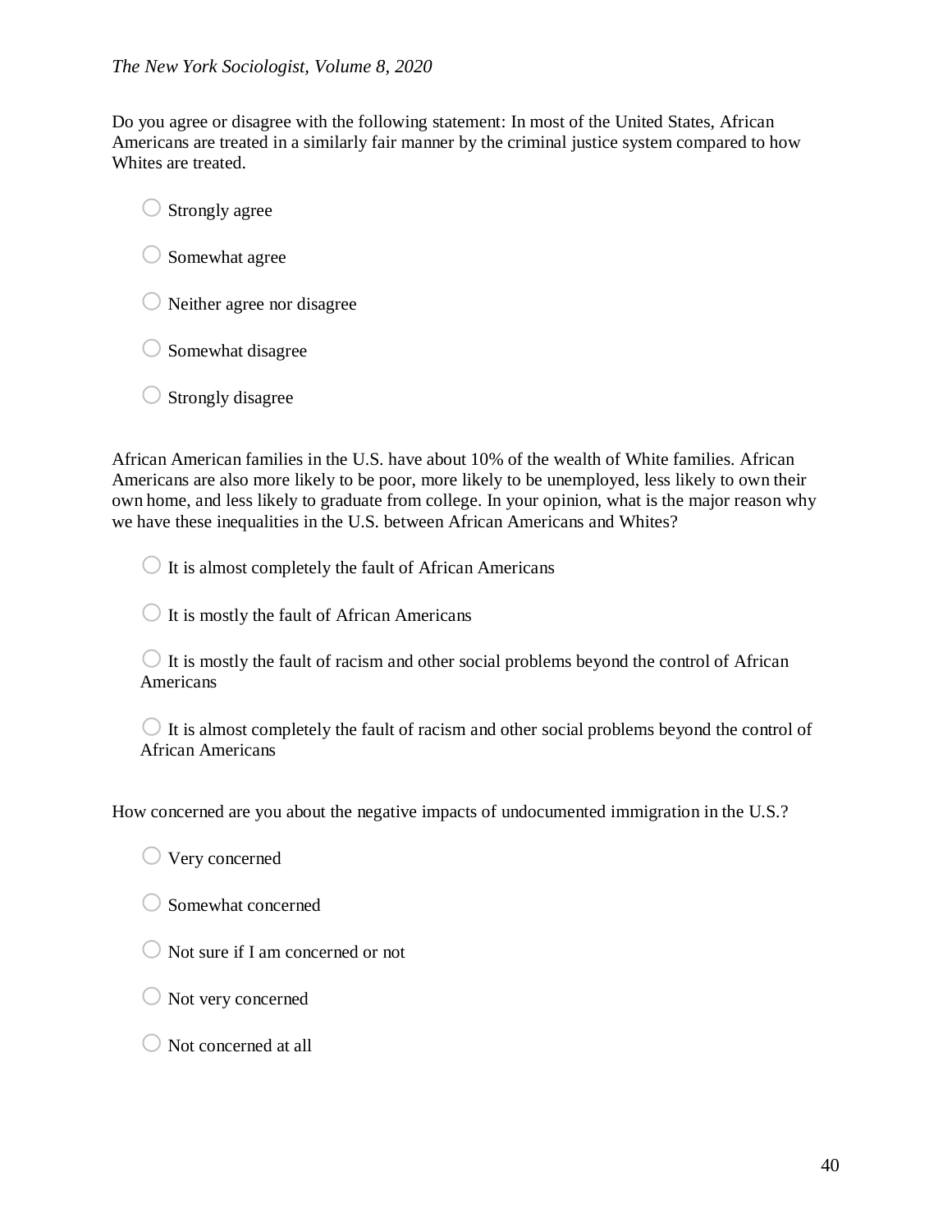Do you agree or disagree with the following statement: In most of the United States, African Americans are treated in a similarly fair manner by the criminal justice system compared to how Whites are treated.

- ◯ Strongly agree
- ◯ Somewhat agree
- ◯ Neither agree nor disagree
- ◯ Somewhat disagree
- ◯ Strongly disagree

African American families in the U.S. have about 10% of the wealth of White families. African Americans are also more likely to be poor, more likely to be unemployed, less likely to own their own home, and less likely to graduate from college. In your opinion, what is the major reason why we have these inequalities in the U.S. between African Americans and Whites?

- ◯ It is almost completely the fault of African Americans
- ◯ It is mostly the fault of African Americans
- ◯ It is mostly the fault of racism and other social problems beyond the control of African Americans
- ◯ It is almost completely the fault of racism and other social problems beyond the control of African Americans

How concerned are you about the negative impacts of undocumented immigration in the U.S.?

- ◯ Very concerned
- ◯ Somewhat concerned
- ◯ Not sure if I am concerned or not
- ◯ Not very concerned
- ◯ Not concerned at all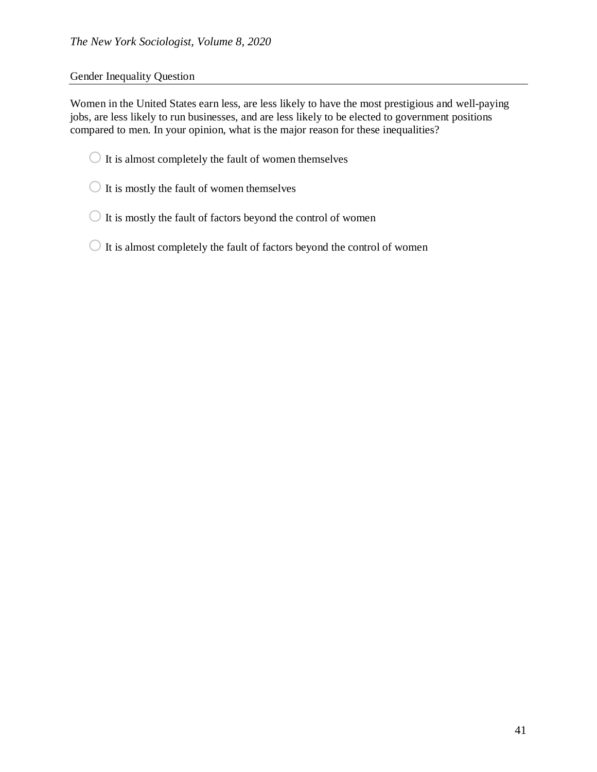Gender Inequality Question

Women in the United States earn less, are less likely to have the most prestigious and well-paying jobs, are less likely to run businesses, and are less likely to be elected to government positions compared to men. In your opinion, what is the major reason for these inequalities?

- ○ It is almost completely the fault of women themselves
- ○ It is mostly the fault of women themselves
- ○ It is mostly the fault of factors beyond the control of women
- ○ It is almost completely the fault of factors beyond the control of women